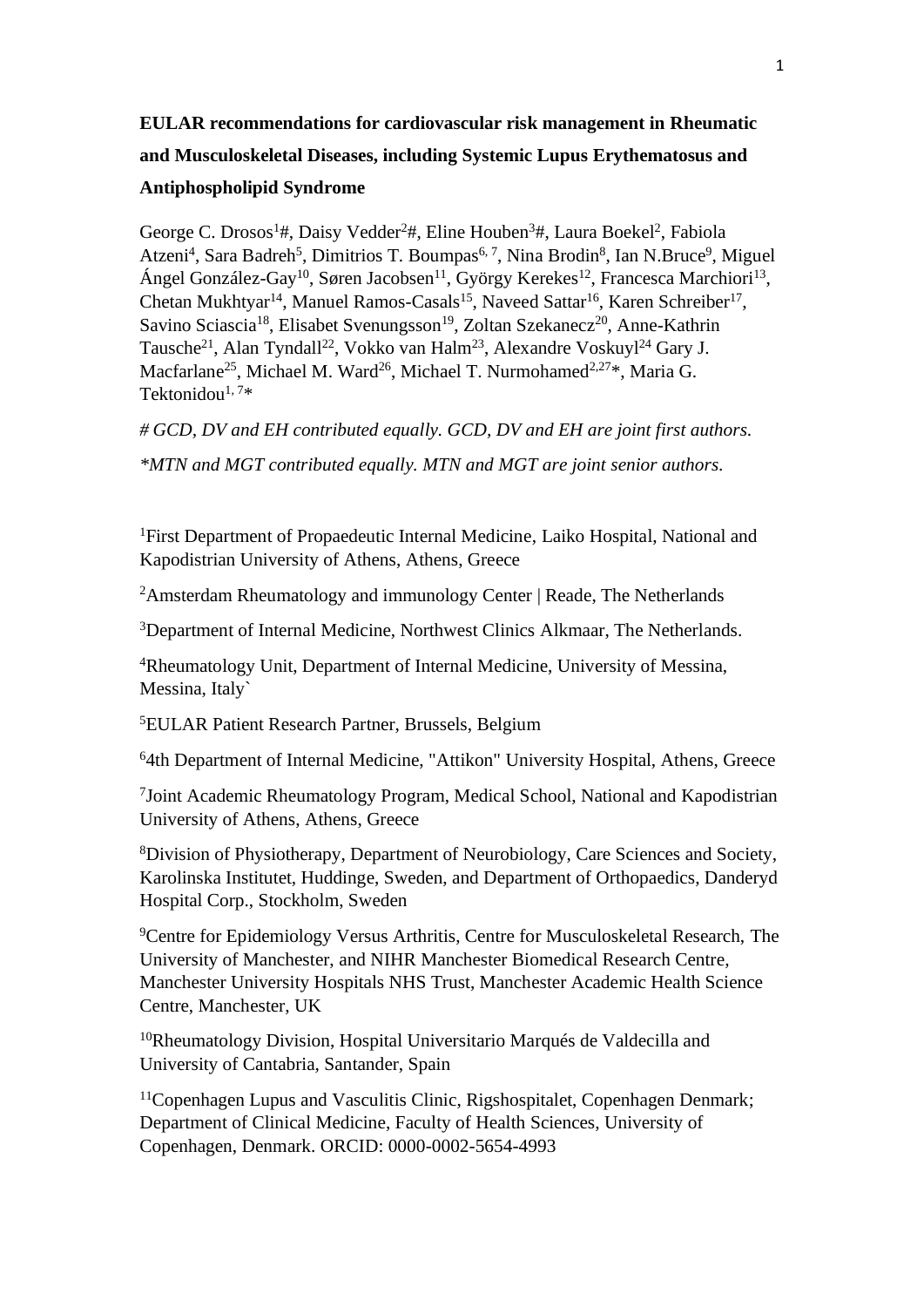# EULAR recommendations for cardiovascular risk management in Rheumatic and Musculoskeletal Diseases, including Systemic Lupus Erythematosus and Antiphospholipid Syndrome

George C. Drosos[1]#, Daisy Vedder[2]#, Eline Houben[3]#, Laura Boekel[2], Fabiola Atzeni[4], Sara Badreh[5], Dimitrios T. Boumpas[6, 7], Nina Brodin[8], Ian N.Bruce[9], Miguel Ángel González-Gay[10], Søren Jacobsen[11], György Kerekes[12], Francesca Marchiori[13], Chetan Mukhtyar[14], Manuel Ramos-Casals[15], Naveed Sattar[16], Karen Schreiber[17], Savino Sciascia[18], Elisabet Svenungsson[19], Zoltan Szekanecz[20], Anne-Kathrin Tausche[21], Alan Tyndall[22], Vokko van Halm[23], Alexandre Voskuyl[24] Gary J. Macfarlane[25], Michael M. Ward[26], Michael T. Nurmohamed[2,27]*, Maria G. Tektonidou[1, 7]*

*# GCD, DV and EH contributed equally. GCD, DV and EH are joint first authors.*

*\*MTN and MGT contributed equally. MTN and MGT are joint senior authors.*

[1]First Department of Propaedeutic Internal Medicine, Laiko Hospital, National and Kapodistrian University of Athens, Athens, Greece

[2]Amsterdam Rheumatology and immunology Center | Reade, The Netherlands

[3]Department of Internal Medicine, Northwest Clinics Alkmaar, The Netherlands.

[4]Rheumatology Unit, Department of Internal Medicine, University of Messina, Messina, Italy`

[5]EULAR Patient Research Partner, Brussels, Belgium

[6]4th Department of Internal Medicine, "Attikon" University Hospital, Athens, Greece

[7]Joint Academic Rheumatology Program, Medical School, National and Kapodistrian University of Athens, Athens, Greece

[8]Division of Physiotherapy, Department of Neurobiology, Care Sciences and Society, Karolinska Institutet, Huddinge, Sweden, and Department of Orthopaedics, Danderyd Hospital Corp., Stockholm, Sweden

[9]Centre for Epidemiology Versus Arthritis, Centre for Musculoskeletal Research, The University of Manchester, and NIHR Manchester Biomedical Research Centre, Manchester University Hospitals NHS Trust, Manchester Academic Health Science Centre, Manchester, UK

[10]Rheumatology Division, Hospital Universitario Marqués de Valdecilla and University of Cantabria, Santander, Spain

[11]Copenhagen Lupus and Vasculitis Clinic, Rigshospitalet, Copenhagen Denmark; Department of Clinical Medicine, Faculty of Health Sciences, University of Copenhagen, Denmark. ORCID: 0000-0002-5654-4993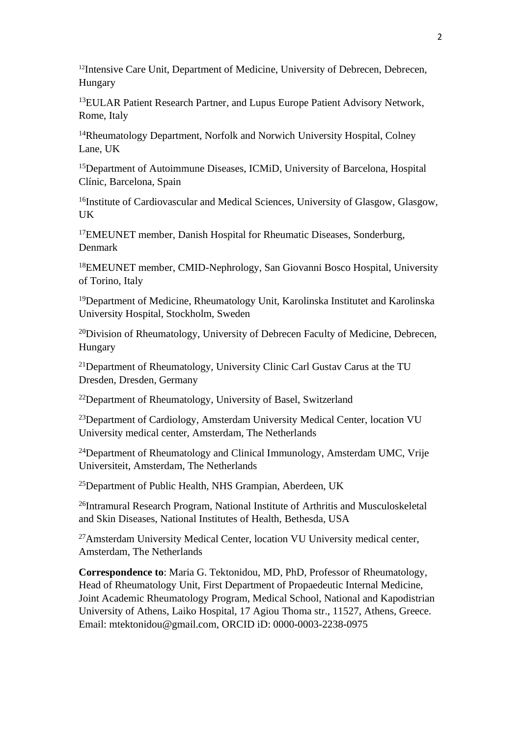[12]Intensive Care Unit, Department of Medicine, University of Debrecen, Debrecen, Hungary

[13]EULAR Patient Research Partner, and Lupus Europe Patient Advisory Network, Rome, Italy

[14]Rheumatology Department, Norfolk and Norwich University Hospital, Colney Lane, UK

[15]Department of Autoimmune Diseases, ICMiD, University of Barcelona, Hospital Clínic, Barcelona, Spain

[16]Institute of Cardiovascular and Medical Sciences, University of Glasgow, Glasgow, UK

[17]EMEUNET member, Danish Hospital for Rheumatic Diseases, Sonderburg, Denmark

[18]EMEUNET member, CMID-Nephrology, San Giovanni Bosco Hospital, University of Torino, Italy

[19]Department of Medicine, Rheumatology Unit, Karolinska Institutet and Karolinska University Hospital, Stockholm, Sweden

[20]Division of Rheumatology, University of Debrecen Faculty of Medicine, Debrecen, Hungary

[21]Department of Rheumatology, University Clinic Carl Gustav Carus at the TU Dresden, Dresden, Germany

[22]Department of Rheumatology, University of Basel, Switzerland

[23]Department of Cardiology, Amsterdam University Medical Center, location VU University medical center, Amsterdam, The Netherlands

[24]Department of Rheumatology and Clinical Immunology, Amsterdam UMC, Vrije Universiteit, Amsterdam, The Netherlands

[25]Department of Public Health, NHS Grampian, Aberdeen, UK

[26]Intramural Research Program, National Institute of Arthritis and Musculoskeletal and Skin Diseases, National Institutes of Health, Bethesda, USA

[27]Amsterdam University Medical Center, location VU University medical center, Amsterdam, The Netherlands

**Correspondence to**: Maria G. Tektonidou, MD, PhD, Professor of Rheumatology, Head of Rheumatology Unit, First Department of Propaedeutic Internal Medicine, Joint Academic Rheumatology Program, Medical School, National and Kapodistrian University of Athens, Laiko Hospital, 17 Agiou Thoma str., 11527, Athens, Greece. Email: mtektonidou@gmail.com, ORCID iD: 0000-0003-2238-0975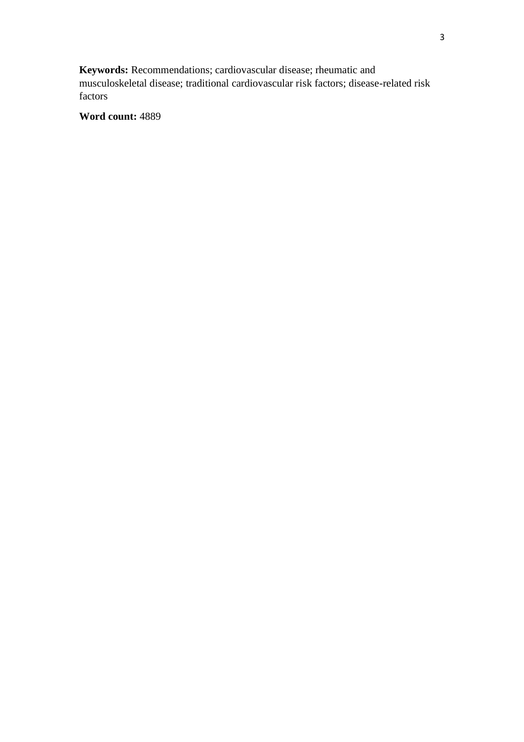**Keywords:** Recommendations; cardiovascular disease; rheumatic and musculoskeletal disease; traditional cardiovascular risk factors; disease-related risk factors

**Word count:** 4889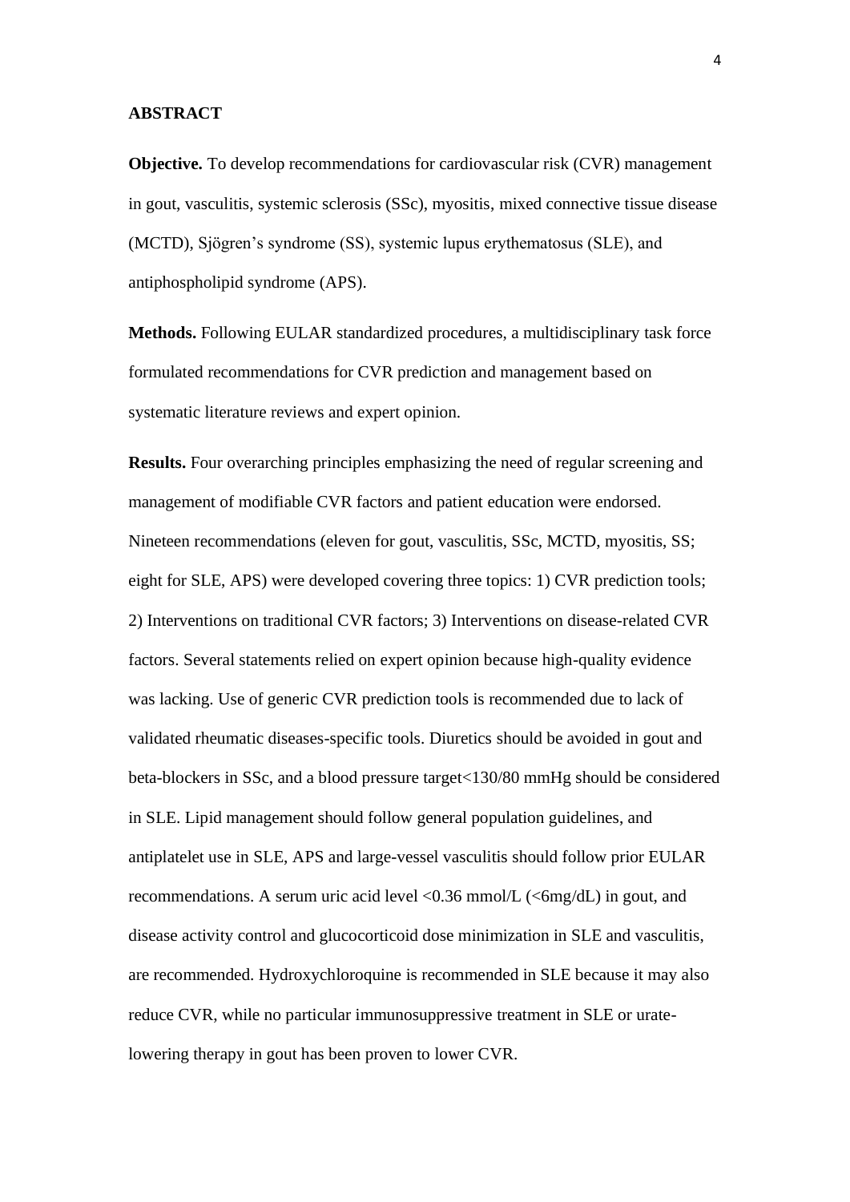## ABSTRACT

**Objective.** To develop recommendations for cardiovascular risk (CVR) management in gout, vasculitis, systemic sclerosis (SSc), myositis, mixed connective tissue disease (MCTD), Sjögren's syndrome (SS), systemic lupus erythematosus (SLE), and antiphospholipid syndrome (APS).

**Methods.** Following EULAR standardized procedures, a multidisciplinary task force formulated recommendations for CVR prediction and management based on systematic literature reviews and expert opinion.

**Results.** Four overarching principles emphasizing the need of regular screening and management of modifiable CVR factors and patient education were endorsed. Nineteen recommendations (eleven for gout, vasculitis, SSc, MCTD, myositis, SS; eight for SLE, APS) were developed covering three topics: 1) CVR prediction tools; 2) Interventions on traditional CVR factors; 3) Interventions on disease-related CVR factors. Several statements relied on expert opinion because high-quality evidence was lacking. Use of generic CVR prediction tools is recommended due to lack of validated rheumatic diseases-specific tools. Diuretics should be avoided in gout and beta-blockers in SSc, and a blood pressure target<130/80 mmHg should be considered in SLE. Lipid management should follow general population guidelines, and antiplatelet use in SLE, APS and large-vessel vasculitis should follow prior EULAR recommendations. A serum uric acid level <0.36 mmol/L (<6mg/dL) in gout, and disease activity control and glucocorticoid dose minimization in SLE and vasculitis, are recommended. Hydroxychloroquine is recommended in SLE because it may also reduce CVR, while no particular immunosuppressive treatment in SLE or urate-lowering therapy in gout has been proven to lower CVR.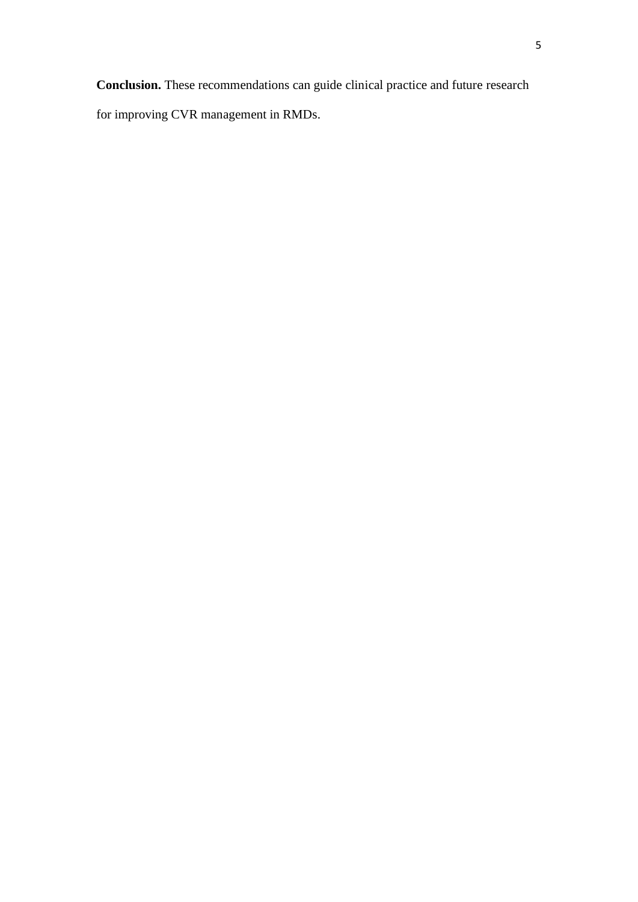**Conclusion.** These recommendations can guide clinical practice and future research for improving CVR management in RMDs.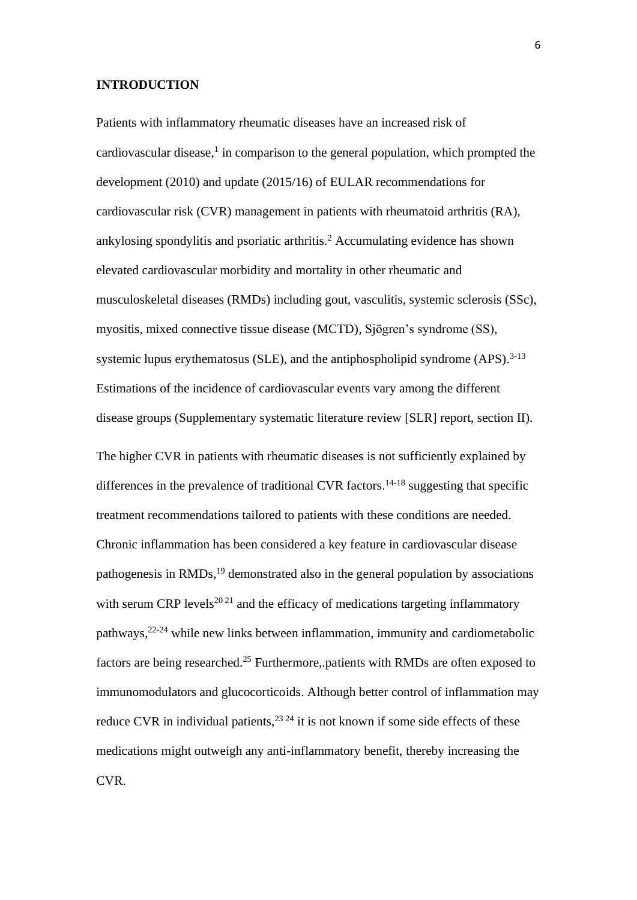## INTRODUCTION

Patients with inflammatory rheumatic diseases have an increased risk of cardiovascular disease,[1] in comparison to the general population, which prompted the development (2010) and update (2015/16) of EULAR recommendations for cardiovascular risk (CVR) management in patients with rheumatoid arthritis (RA), ankylosing spondylitis and psoriatic arthritis.[2] Accumulating evidence has shown elevated cardiovascular morbidity and mortality in other rheumatic and musculoskeletal diseases (RMDs) including gout, vasculitis, systemic sclerosis (SSc), myositis, mixed connective tissue disease (MCTD), Sjögren's syndrome (SS), systemic lupus erythematosus (SLE), and the antiphospholipid syndrome (APS).[3-13] Estimations of the incidence of cardiovascular events vary among the different disease groups (Supplementary systematic literature review [SLR] report, section II).

The higher CVR in patients with rheumatic diseases is not sufficiently explained by differences in the prevalence of traditional CVR factors.[14-18] suggesting that specific treatment recommendations tailored to patients with these conditions are needed. Chronic inflammation has been considered a key feature in cardiovascular disease pathogenesis in RMDs,[19] demonstrated also in the general population by associations with serum CRP levels[20 21] and the efficacy of medications targeting inflammatory pathways,[22-24] while new links between inflammation, immunity and cardiometabolic factors are being researched.[25] Furthermore,.patients with RMDs are often exposed to immunomodulators and glucocorticoids. Although better control of inflammation may reduce CVR in individual patients,[23 24] it is not known if some side effects of these medications might outweigh any anti-inflammatory benefit, thereby increasing the CVR.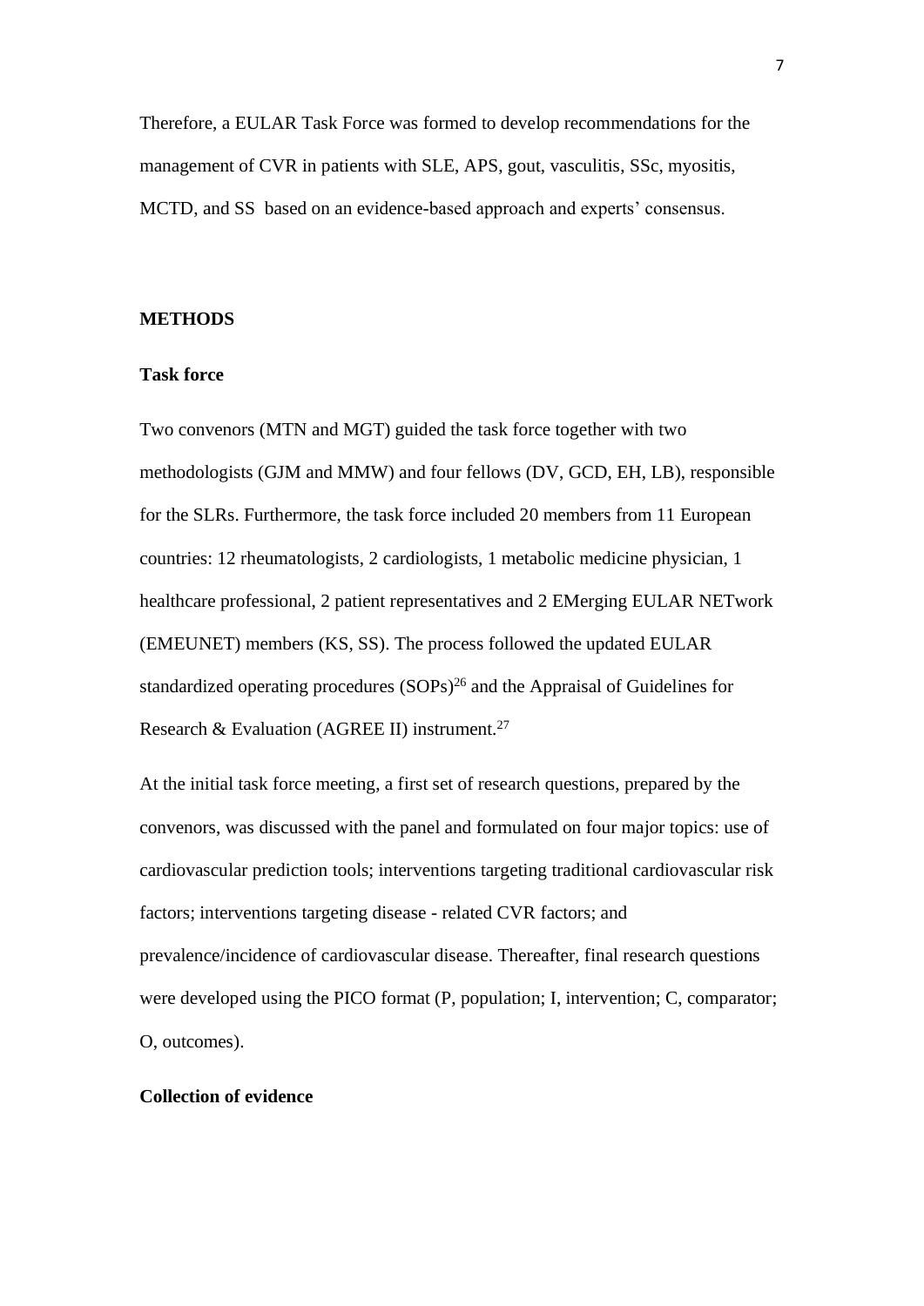Therefore, a EULAR Task Force was formed to develop recommendations for the management of CVR in patients with SLE, APS, gout, vasculitis, SSc, myositis, MCTD, and SS based on an evidence-based approach and experts' consensus.

## METHODS

### Task force

Two convenors (MTN and MGT) guided the task force together with two methodologists (GJM and MMW) and four fellows (DV, GCD, EH, LB), responsible for the SLRs. Furthermore, the task force included 20 members from 11 European countries: 12 rheumatologists, 2 cardiologists, 1 metabolic medicine physician, 1 healthcare professional, 2 patient representatives and 2 EMerging EULAR NETwork (EMEUNET) members (KS, SS). The process followed the updated EULAR standardized operating procedures (SOPs)[26] and the Appraisal of Guidelines for Research & Evaluation (AGREE II) instrument.[27]

At the initial task force meeting, a first set of research questions, prepared by the convenors, was discussed with the panel and formulated on four major topics: use of cardiovascular prediction tools; interventions targeting traditional cardiovascular risk factors; interventions targeting disease - related CVR factors; and prevalence/incidence of cardiovascular disease. Thereafter, final research questions were developed using the PICO format (P, population; I, intervention; C, comparator; O, outcomes).

### Collection of evidence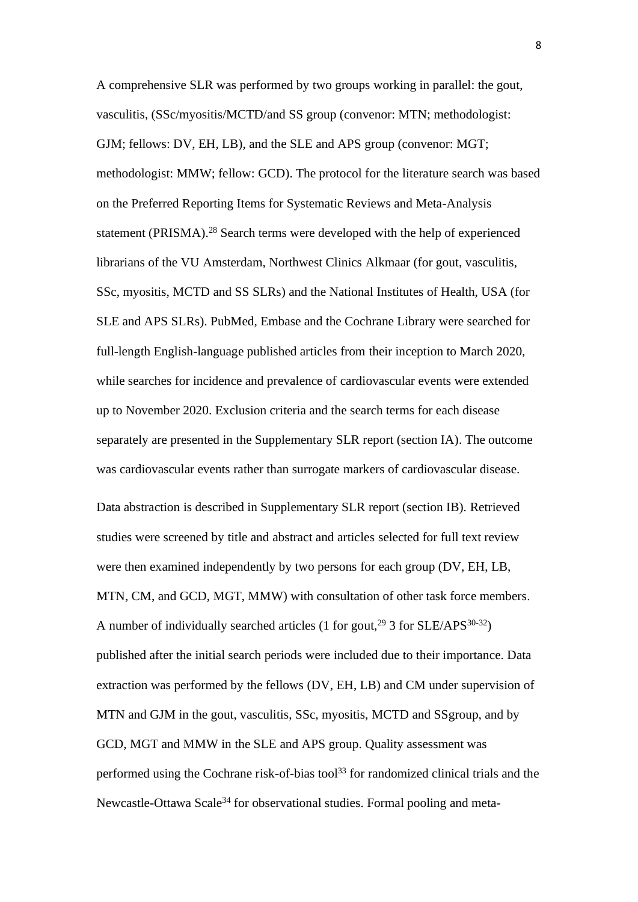A comprehensive SLR was performed by two groups working in parallel: the gout, vasculitis, (SSc/myositis/MCTD/and SS group (convenor: MTN; methodologist: GJM; fellows: DV, EH, LB), and the SLE and APS group (convenor: MGT; methodologist: MMW; fellow: GCD). The protocol for the literature search was based on the Preferred Reporting Items for Systematic Reviews and Meta-Analysis statement (PRISMA).[28] Search terms were developed with the help of experienced librarians of the VU Amsterdam, Northwest Clinics Alkmaar (for gout, vasculitis, SSc, myositis, MCTD and SS SLRs) and the National Institutes of Health, USA (for SLE and APS SLRs). PubMed, Embase and the Cochrane Library were searched for full-length English-language published articles from their inception to March 2020, while searches for incidence and prevalence of cardiovascular events were extended up to November 2020. Exclusion criteria and the search terms for each disease separately are presented in the Supplementary SLR report (section IA). The outcome was cardiovascular events rather than surrogate markers of cardiovascular disease.

Data abstraction is described in Supplementary SLR report (section IB). Retrieved studies were screened by title and abstract and articles selected for full text review were then examined independently by two persons for each group (DV, EH, LB, MTN, CM, and GCD, MGT, MMW) with consultation of other task force members. A number of individually searched articles (1 for gout,[29] 3 for SLE/APS[30-32]) published after the initial search periods were included due to their importance. Data extraction was performed by the fellows (DV, EH, LB) and CM under supervision of MTN and GJM in the gout, vasculitis, SSc, myositis, MCTD and SSgroup, and by GCD, MGT and MMW in the SLE and APS group. Quality assessment was performed using the Cochrane risk-of-bias tool[33] for randomized clinical trials and the Newcastle-Ottawa Scale[34] for observational studies. Formal pooling and meta-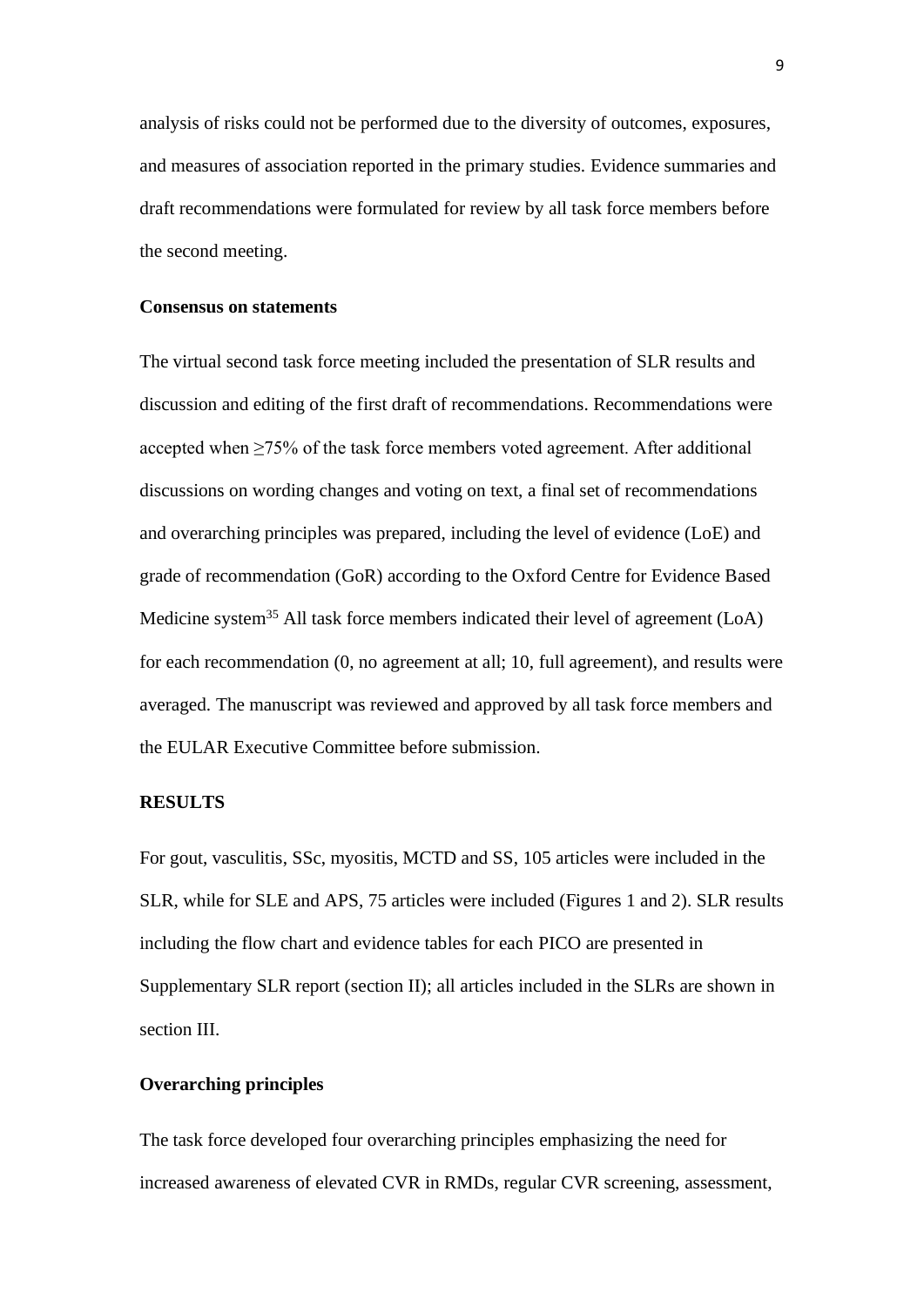analysis of risks could not be performed due to the diversity of outcomes, exposures, and measures of association reported in the primary studies. Evidence summaries and draft recommendations were formulated for review by all task force members before the second meeting.

**Consensus on statements**

The virtual second task force meeting included the presentation of SLR results and discussion and editing of the first draft of recommendations. Recommendations were accepted when ≥75% of the task force members voted agreement. After additional discussions on wording changes and voting on text, a final set of recommendations and overarching principles was prepared, including the level of evidence (LoE) and grade of recommendation (GoR) according to the Oxford Centre for Evidence Based Medicine system[35] All task force members indicated their level of agreement (LoA) for each recommendation (0, no agreement at all; 10, full agreement), and results were averaged. The manuscript was reviewed and approved by all task force members and the EULAR Executive Committee before submission.

## RESULTS

For gout, vasculitis, SSc, myositis, MCTD and SS, 105 articles were included in the SLR, while for SLE and APS, 75 articles were included (Figures 1 and 2). SLR results including the flow chart and evidence tables for each PICO are presented in Supplementary SLR report (section II); all articles included in the SLRs are shown in section III.

**Overarching principles**

The task force developed four overarching principles emphasizing the need for increased awareness of elevated CVR in RMDs, regular CVR screening, assessment,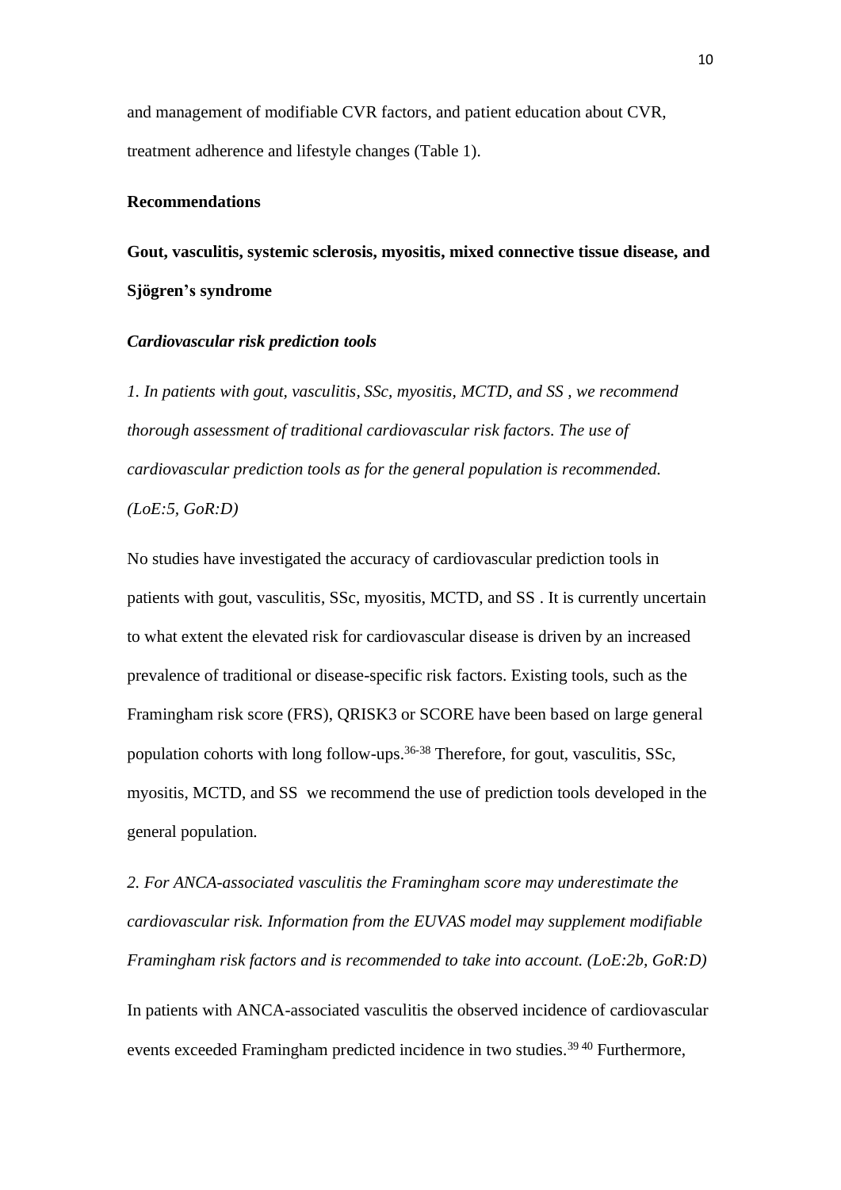and management of modifiable CVR factors, and patient education about CVR, treatment adherence and lifestyle changes (Table 1).

## Recommendations

### Gout, vasculitis, systemic sclerosis, myositis, mixed connective tissue disease, and Sjögren's syndrome

#### *Cardiovascular risk prediction tools*

*1. In patients with gout, vasculitis, SSc, myositis, MCTD, and SS , we recommend thorough assessment of traditional cardiovascular risk factors. The use of cardiovascular prediction tools as for the general population is recommended. (LoE:5, GoR:D)*

No studies have investigated the accuracy of cardiovascular prediction tools in patients with gout, vasculitis, SSc, myositis, MCTD, and SS . It is currently uncertain to what extent the elevated risk for cardiovascular disease is driven by an increased prevalence of traditional or disease-specific risk factors. Existing tools, such as the Framingham risk score (FRS), QRISK3 or SCORE have been based on large general population cohorts with long follow-ups.[36-38] Therefore, for gout, vasculitis, SSc, myositis, MCTD, and SS we recommend the use of prediction tools developed in the general population.

*2. For ANCA-associated vasculitis the Framingham score may underestimate the cardiovascular risk. Information from the EUVAS model may supplement modifiable Framingham risk factors and is recommended to take into account. (LoE:2b, GoR:D)*

In patients with ANCA-associated vasculitis the observed incidence of cardiovascular events exceeded Framingham predicted incidence in two studies.[39 40] Furthermore,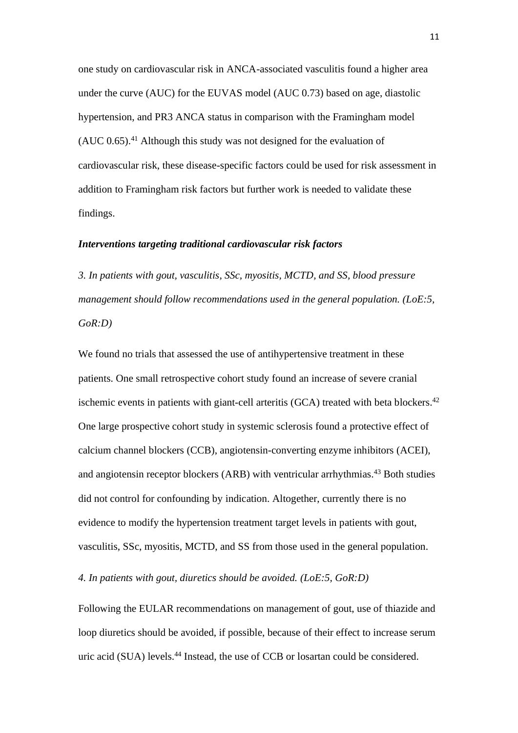one study on cardiovascular risk in ANCA-associated vasculitis found a higher area under the curve (AUC) for the EUVAS model (AUC 0.73) based on age, diastolic hypertension, and PR3 ANCA status in comparison with the Framingham model (AUC 0.65).[41] Although this study was not designed for the evaluation of cardiovascular risk, these disease-specific factors could be used for risk assessment in addition to Framingham risk factors but further work is needed to validate these findings.

***Interventions targeting traditional cardiovascular risk factors***

*3. In patients with gout, vasculitis, SSc, myositis, MCTD, and SS, blood pressure management should follow recommendations used in the general population. (LoE:5, GoR:D)*

We found no trials that assessed the use of antihypertensive treatment in these patients. One small retrospective cohort study found an increase of severe cranial ischemic events in patients with giant-cell arteritis (GCA) treated with beta blockers.[42] One large prospective cohort study in systemic sclerosis found a protective effect of calcium channel blockers (CCB), angiotensin-converting enzyme inhibitors (ACEI), and angiotensin receptor blockers (ARB) with ventricular arrhythmias.[43] Both studies did not control for confounding by indication. Altogether, currently there is no evidence to modify the hypertension treatment target levels in patients with gout, vasculitis, SSc, myositis, MCTD, and SS from those used in the general population.

*4. In patients with gout, diuretics should be avoided. (LoE:5, GoR:D)*

Following the EULAR recommendations on management of gout, use of thiazide and loop diuretics should be avoided, if possible, because of their effect to increase serum uric acid (SUA) levels.[44] Instead, the use of CCB or losartan could be considered.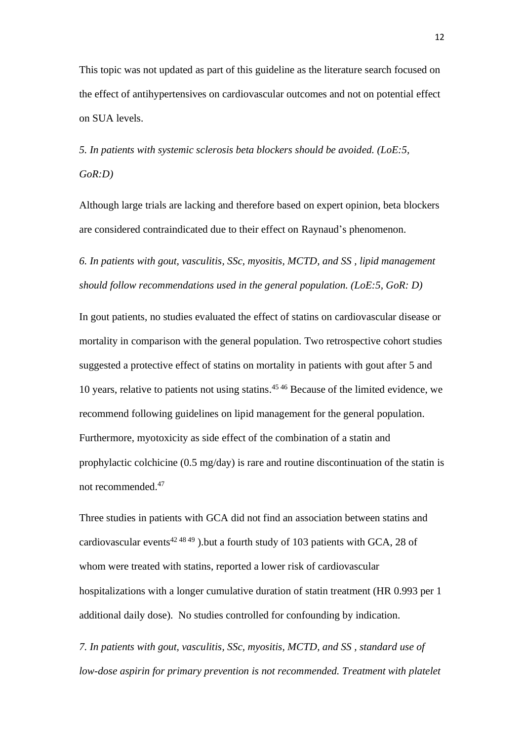This topic was not updated as part of this guideline as the literature search focused on the effect of antihypertensives on cardiovascular outcomes and not on potential effect on SUA levels.

*5. In patients with systemic sclerosis beta blockers should be avoided. (LoE:5, GoR:D)*

Although large trials are lacking and therefore based on expert opinion, beta blockers are considered contraindicated due to their effect on Raynaud's phenomenon.

*6. In patients with gout, vasculitis, SSc, myositis, MCTD, and SS , lipid management should follow recommendations used in the general population. (LoE:5, GoR: D)*

In gout patients, no studies evaluated the effect of statins on cardiovascular disease or mortality in comparison with the general population. Two retrospective cohort studies suggested a protective effect of statins on mortality in patients with gout after 5 and 10 years, relative to patients not using statins.[45 46] Because of the limited evidence, we recommend following guidelines on lipid management for the general population. Furthermore, myotoxicity as side effect of the combination of a statin and prophylactic colchicine (0.5 mg/day) is rare and routine discontinuation of the statin is not recommended.[47]

Three studies in patients with GCA did not find an association between statins and cardiovascular events[42 48 49] ).but a fourth study of 103 patients with GCA, 28 of whom were treated with statins, reported a lower risk of cardiovascular hospitalizations with a longer cumulative duration of statin treatment (HR 0.993 per 1 additional daily dose). No studies controlled for confounding by indication.

*7. In patients with gout, vasculitis, SSc, myositis, MCTD, and SS , standard use of low-dose aspirin for primary prevention is not recommended. Treatment with platelet*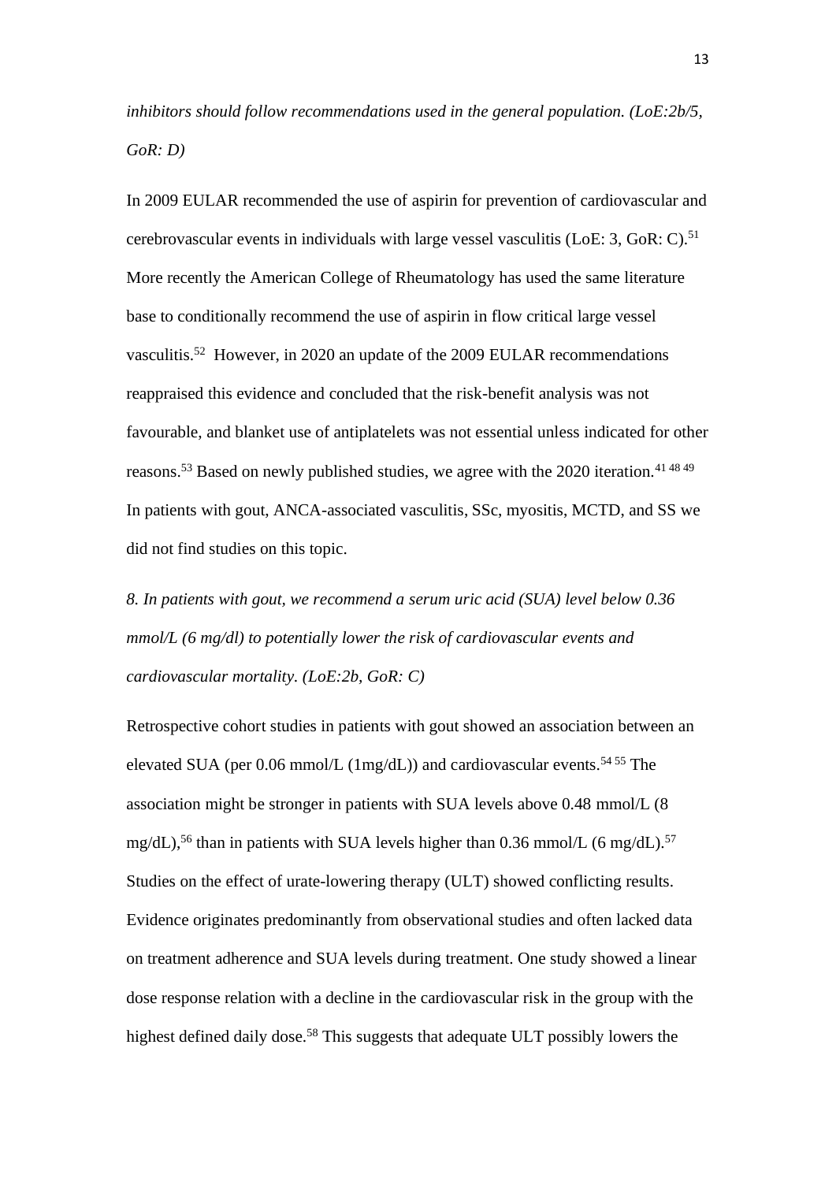*inhibitors should follow recommendations used in the general population. (LoE:2b/5, GoR: D)*

In 2009 EULAR recommended the use of aspirin for prevention of cardiovascular and cerebrovascular events in individuals with large vessel vasculitis (LoE: 3, GoR: C).[51] More recently the American College of Rheumatology has used the same literature base to conditionally recommend the use of aspirin in flow critical large vessel vasculitis.[52] However, in 2020 an update of the 2009 EULAR recommendations reappraised this evidence and concluded that the risk-benefit analysis was not favourable, and blanket use of antiplatelets was not essential unless indicated for other reasons.[53] Based on newly published studies, we agree with the 2020 iteration.[41 48 49] In patients with gout, ANCA-associated vasculitis, SSc, myositis, MCTD, and SS we did not find studies on this topic.

*8. In patients with gout, we recommend a serum uric acid (SUA) level below 0.36 mmol/L (6 mg/dl) to potentially lower the risk of cardiovascular events and cardiovascular mortality. (LoE:2b, GoR: C)*

Retrospective cohort studies in patients with gout showed an association between an elevated SUA (per 0.06 mmol/L (1mg/dL)) and cardiovascular events.[54 55] The association might be stronger in patients with SUA levels above 0.48 mmol/L (8 mg/dL),[56] than in patients with SUA levels higher than 0.36 mmol/L (6 mg/dL).[57] Studies on the effect of urate-lowering therapy (ULT) showed conflicting results. Evidence originates predominantly from observational studies and often lacked data on treatment adherence and SUA levels during treatment. One study showed a linear dose response relation with a decline in the cardiovascular risk in the group with the highest defined daily dose.[58] This suggests that adequate ULT possibly lowers the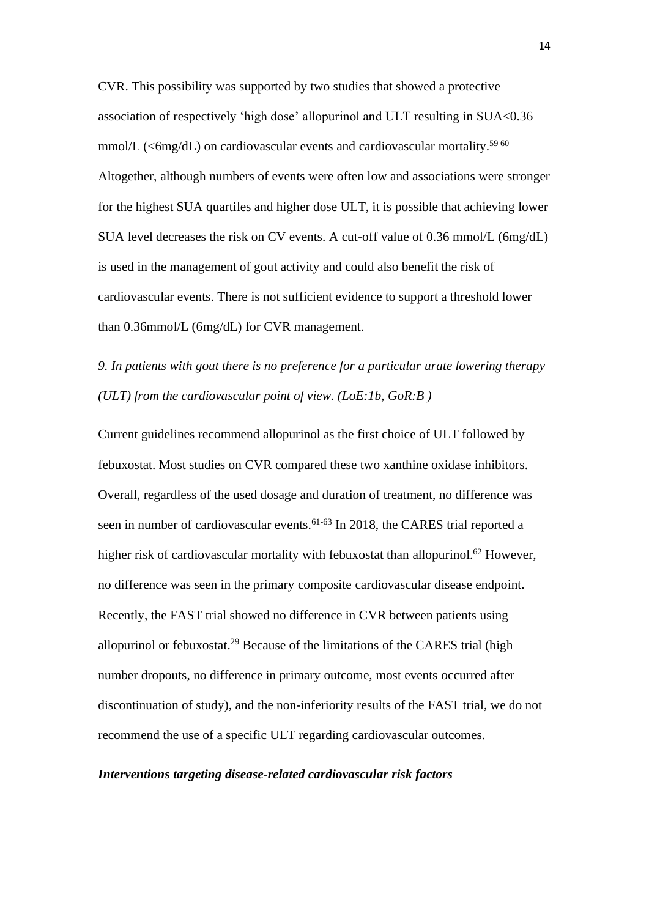CVR. This possibility was supported by two studies that showed a protective association of respectively 'high dose' allopurinol and ULT resulting in SUA<0.36 mmol/L (<6mg/dL) on cardiovascular events and cardiovascular mortality.[59 60] Altogether, although numbers of events were often low and associations were stronger for the highest SUA quartiles and higher dose ULT, it is possible that achieving lower SUA level decreases the risk on CV events. A cut-off value of 0.36 mmol/L (6mg/dL) is used in the management of gout activity and could also benefit the risk of cardiovascular events. There is not sufficient evidence to support a threshold lower than 0.36mmol/L (6mg/dL) for CVR management.

*9. In patients with gout there is no preference for a particular urate lowering therapy (ULT) from the cardiovascular point of view. (LoE:1b, GoR:B )*

Current guidelines recommend allopurinol as the first choice of ULT followed by febuxostat. Most studies on CVR compared these two xanthine oxidase inhibitors. Overall, regardless of the used dosage and duration of treatment, no difference was seen in number of cardiovascular events.[61-63] In 2018, the CARES trial reported a higher risk of cardiovascular mortality with febuxostat than allopurinol.[62] However, no difference was seen in the primary composite cardiovascular disease endpoint. Recently, the FAST trial showed no difference in CVR between patients using allopurinol or febuxostat.[29] Because of the limitations of the CARES trial (high number dropouts, no difference in primary outcome, most events occurred after discontinuation of study), and the non-inferiority results of the FAST trial, we do not recommend the use of a specific ULT regarding cardiovascular outcomes.

***Interventions targeting disease-related cardiovascular risk factors***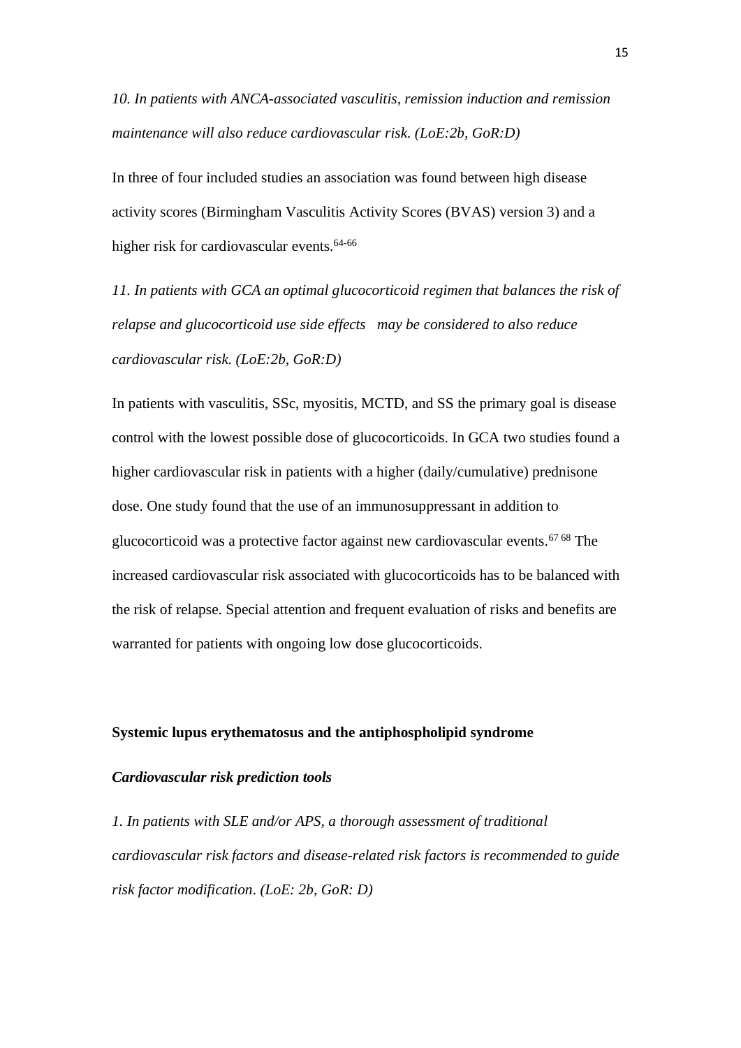*10. In patients with ANCA-associated vasculitis, remission induction and remission maintenance will also reduce cardiovascular risk. (LoE:2b, GoR:D)*

In three of four included studies an association was found between high disease activity scores (Birmingham Vasculitis Activity Scores (BVAS) version 3) and a higher risk for cardiovascular events.[64-66]

*11. In patients with GCA an optimal glucocorticoid regimen that balances the risk of relapse and glucocorticoid use side effects may be considered to also reduce cardiovascular risk. (LoE:2b, GoR:D)*

In patients with vasculitis, SSc, myositis, MCTD, and SS the primary goal is disease control with the lowest possible dose of glucocorticoids. In GCA two studies found a higher cardiovascular risk in patients with a higher (daily/cumulative) prednisone dose. One study found that the use of an immunosuppressant in addition to glucocorticoid was a protective factor against new cardiovascular events.[67 68] The increased cardiovascular risk associated with glucocorticoids has to be balanced with the risk of relapse. Special attention and frequent evaluation of risks and benefits are warranted for patients with ongoing low dose glucocorticoids.

## Systemic lupus erythematosus and the antiphospholipid syndrome

### *Cardiovascular risk prediction tools*

*1. In patients with SLE and/or APS, a thorough assessment of traditional cardiovascular risk factors and disease-related risk factors is recommended to guide risk factor modification. (LoE: 2b, GoR: D)*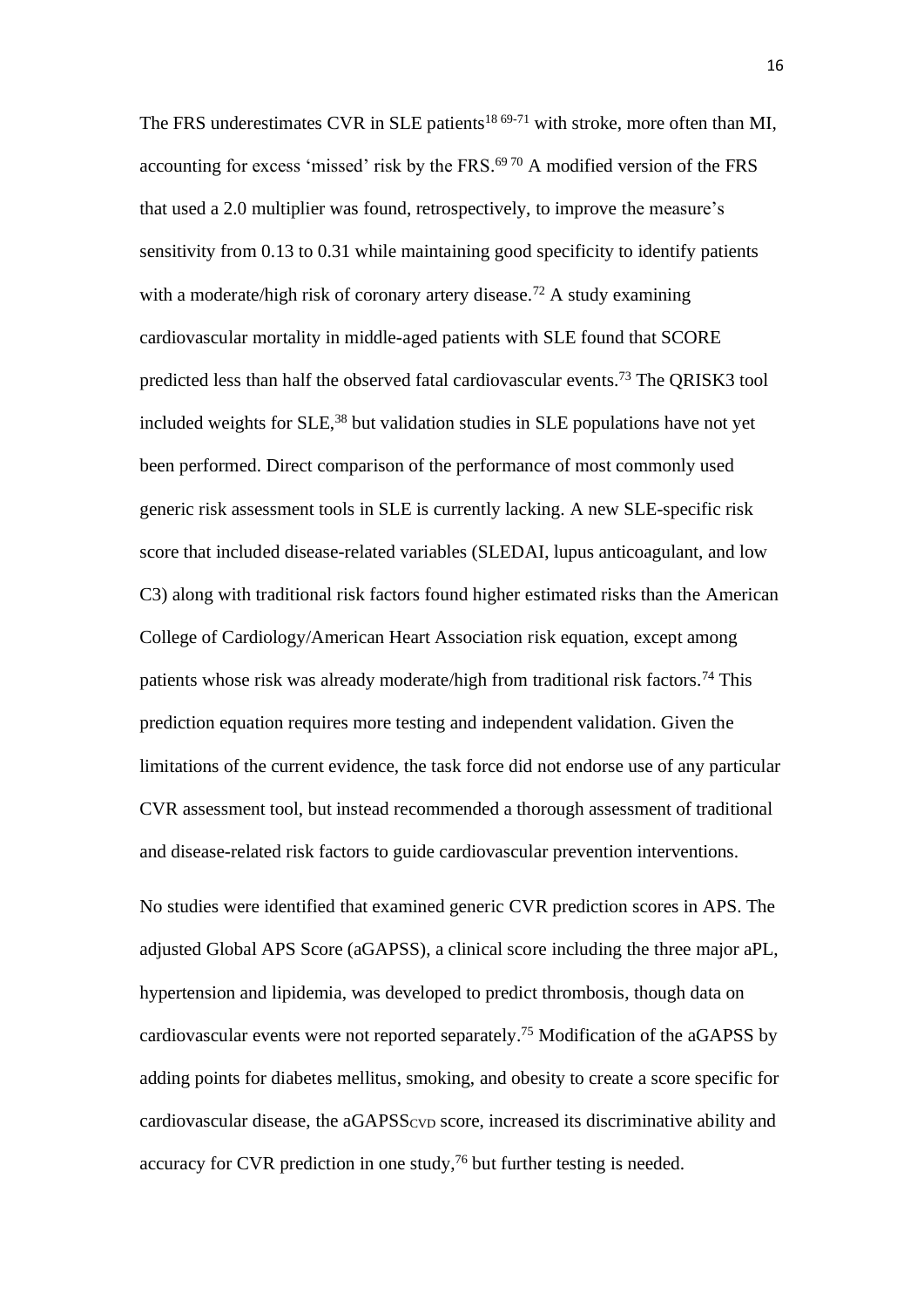The FRS underestimates CVR in SLE patients[18 69-71] with stroke, more often than MI, accounting for excess 'missed' risk by the FRS.[69 70] A modified version of the FRS that used a 2.0 multiplier was found, retrospectively, to improve the measure's sensitivity from 0.13 to 0.31 while maintaining good specificity to identify patients with a moderate/high risk of coronary artery disease.[72] A study examining cardiovascular mortality in middle-aged patients with SLE found that SCORE predicted less than half the observed fatal cardiovascular events.[73] The QRISK3 tool included weights for SLE,[38] but validation studies in SLE populations have not yet been performed. Direct comparison of the performance of most commonly used generic risk assessment tools in SLE is currently lacking. A new SLE-specific risk score that included disease-related variables (SLEDAI, lupus anticoagulant, and low C3) along with traditional risk factors found higher estimated risks than the American College of Cardiology/American Heart Association risk equation, except among patients whose risk was already moderate/high from traditional risk factors.[74] This prediction equation requires more testing and independent validation. Given the limitations of the current evidence, the task force did not endorse use of any particular CVR assessment tool, but instead recommended a thorough assessment of traditional and disease-related risk factors to guide cardiovascular prevention interventions.

No studies were identified that examined generic CVR prediction scores in APS. The adjusted Global APS Score (aGAPSS), a clinical score including the three major aPL, hypertension and lipidemia, was developed to predict thrombosis, though data on cardiovascular events were not reported separately.[75] Modification of the aGAPSS by adding points for diabetes mellitus, smoking, and obesity to create a score specific for cardiovascular disease, the $\text{aGAPSS}_{\text{CVD}}$ score, increased its discriminative ability and accuracy for CVR prediction in one study,[76] but further testing is needed.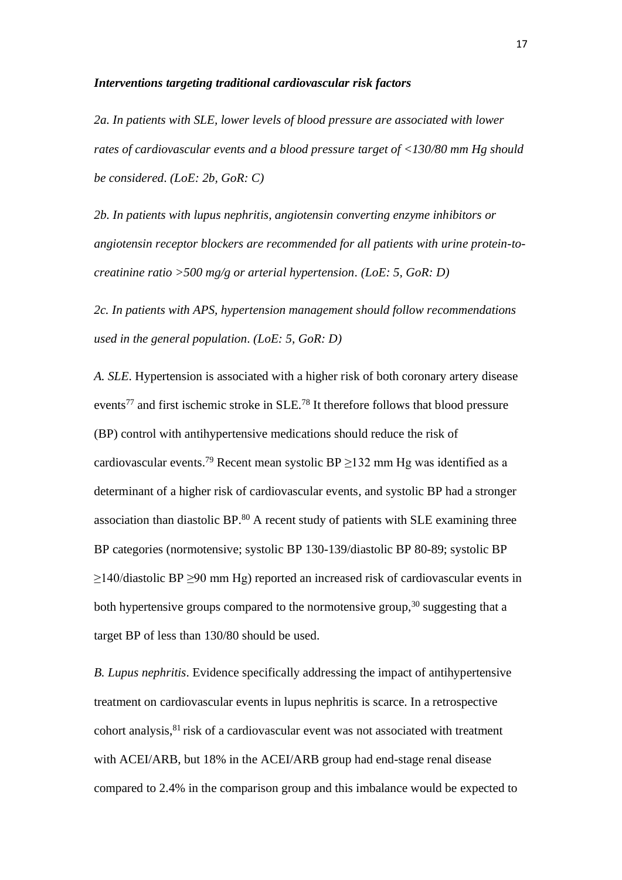***Interventions targeting traditional cardiovascular risk factors***

*2a. In patients with SLE, lower levels of blood pressure are associated with lower rates of cardiovascular events and a blood pressure target of <130/80 mm Hg should be considered. (LoE: 2b, GoR: C)*

*2b. In patients with lupus nephritis, angiotensin converting enzyme inhibitors or angiotensin receptor blockers are recommended for all patients with urine protein-to-creatinine ratio >500 mg/g or arterial hypertension. (LoE: 5, GoR: D)*

*2c. In patients with APS, hypertension management should follow recommendations used in the general population. (LoE: 5, GoR: D)*

*A. SLE*. Hypertension is associated with a higher risk of both coronary artery disease events[77] and first ischemic stroke in SLE.[78] It therefore follows that blood pressure (BP) control with antihypertensive medications should reduce the risk of cardiovascular events.[79] Recent mean systolic BP ≥132 mm Hg was identified as a determinant of a higher risk of cardiovascular events, and systolic BP had a stronger association than diastolic BP.[80] A recent study of patients with SLE examining three BP categories (normotensive; systolic BP 130-139/diastolic BP 80-89; systolic BP ≥140/diastolic BP ≥90 mm Hg) reported an increased risk of cardiovascular events in both hypertensive groups compared to the normotensive group,[30] suggesting that a target BP of less than 130/80 should be used.

*B. Lupus nephritis*. Evidence specifically addressing the impact of antihypertensive treatment on cardiovascular events in lupus nephritis is scarce. In a retrospective cohort analysis,[81] risk of a cardiovascular event was not associated with treatment with ACEI/ARB, but 18% in the ACEI/ARB group had end-stage renal disease compared to 2.4% in the comparison group and this imbalance would be expected to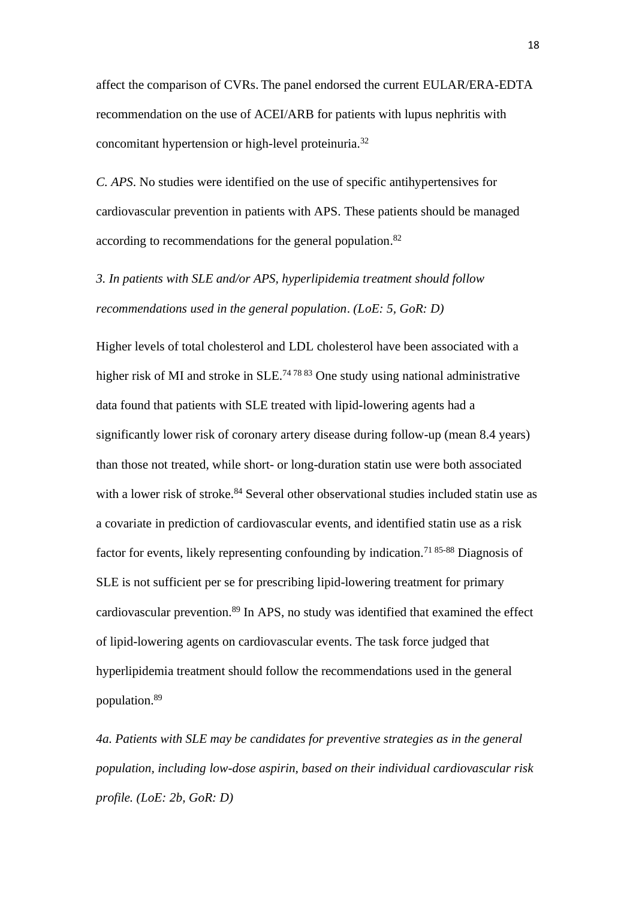affect the comparison of CVRs. The panel endorsed the current EULAR/ERA-EDTA recommendation on the use of ACEI/ARB for patients with lupus nephritis with concomitant hypertension or high-level proteinuria.[32]

*C. APS*. No studies were identified on the use of specific antihypertensives for cardiovascular prevention in patients with APS. These patients should be managed according to recommendations for the general population.[82]

*3. In patients with SLE and/or APS, hyperlipidemia treatment should follow recommendations used in the general population. (LoE: 5, GoR: D)*

Higher levels of total cholesterol and LDL cholesterol have been associated with a higher risk of MI and stroke in SLE.[74 78 83] One study using national administrative data found that patients with SLE treated with lipid-lowering agents had a significantly lower risk of coronary artery disease during follow-up (mean 8.4 years) than those not treated, while short- or long-duration statin use were both associated with a lower risk of stroke.[84] Several other observational studies included statin use as a covariate in prediction of cardiovascular events, and identified statin use as a risk factor for events, likely representing confounding by indication.[71 85-88] Diagnosis of SLE is not sufficient per se for prescribing lipid-lowering treatment for primary cardiovascular prevention.[89] In APS, no study was identified that examined the effect of lipid-lowering agents on cardiovascular events. The task force judged that hyperlipidemia treatment should follow the recommendations used in the general population.[89]

*4a. Patients with SLE may be candidates for preventive strategies as in the general population, including low-dose aspirin, based on their individual cardiovascular risk profile. (LoE: 2b, GoR: D)*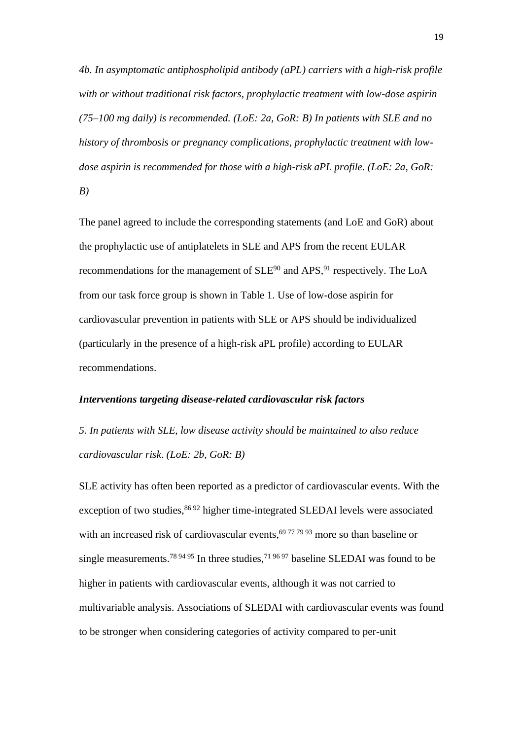*4b. In asymptomatic antiphospholipid antibody (aPL) carriers with a high-risk profile with or without traditional risk factors, prophylactic treatment with low-dose aspirin (75–100 mg daily) is recommended. (LoE: 2a, GoR: B) In patients with SLE and no history of thrombosis or pregnancy complications, prophylactic treatment with low-dose aspirin is recommended for those with a high-risk aPL profile. (LoE: 2a, GoR: B)*

The panel agreed to include the corresponding statements (and LoE and GoR) about the prophylactic use of antiplatelets in SLE and APS from the recent EULAR recommendations for the management of SLE[90] and APS,[91] respectively. The LoA from our task force group is shown in Table 1. Use of low-dose aspirin for cardiovascular prevention in patients with SLE or APS should be individualized (particularly in the presence of a high-risk aPL profile) according to EULAR recommendations.

***Interventions targeting disease-related cardiovascular risk factors***

*5. In patients with SLE, low disease activity should be maintained to also reduce cardiovascular risk. (LoE: 2b, GoR: B)*

SLE activity has often been reported as a predictor of cardiovascular events. With the exception of two studies,[86 92] higher time-integrated SLEDAI levels were associated with an increased risk of cardiovascular events,[69 77 79 93] more so than baseline or single measurements.[78 94 95] In three studies,[71 96 97] baseline SLEDAI was found to be higher in patients with cardiovascular events, although it was not carried to multivariable analysis. Associations of SLEDAI with cardiovascular events was found to be stronger when considering categories of activity compared to per-unit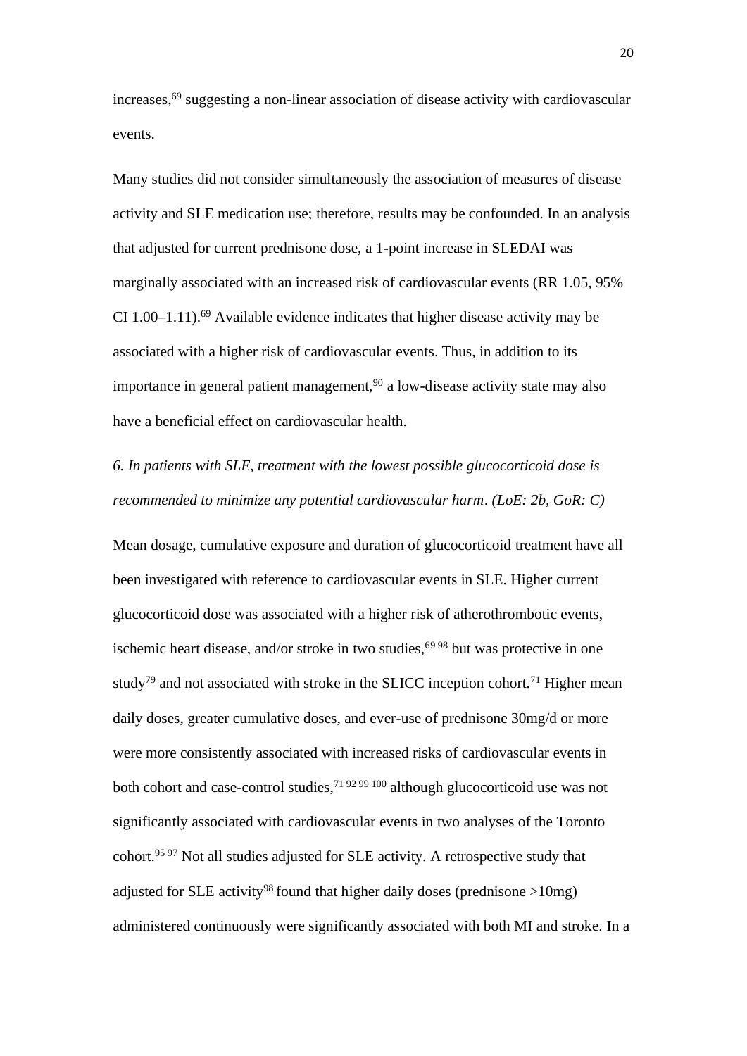increases,[69] suggesting a non-linear association of disease activity with cardiovascular events.

Many studies did not consider simultaneously the association of measures of disease activity and SLE medication use; therefore, results may be confounded. In an analysis that adjusted for current prednisone dose, a 1-point increase in SLEDAI was marginally associated with an increased risk of cardiovascular events (RR 1.05, 95% CI 1.00–1.11).[69] Available evidence indicates that higher disease activity may be associated with a higher risk of cardiovascular events. Thus, in addition to its importance in general patient management,[90] a low-disease activity state may also have a beneficial effect on cardiovascular health.

*6. In patients with SLE, treatment with the lowest possible glucocorticoid dose is recommended to minimize any potential cardiovascular harm. (LoE: 2b, GoR: C)*

Mean dosage, cumulative exposure and duration of glucocorticoid treatment have all been investigated with reference to cardiovascular events in SLE. Higher current glucocorticoid dose was associated with a higher risk of atherothrombotic events, ischemic heart disease, and/or stroke in two studies,[69 98] but was protective in one study[79] and not associated with stroke in the SLICC inception cohort.[71] Higher mean daily doses, greater cumulative doses, and ever-use of prednisone 30mg/d or more were more consistently associated with increased risks of cardiovascular events in both cohort and case-control studies,[71 92 99 100] although glucocorticoid use was not significantly associated with cardiovascular events in two analyses of the Toronto cohort.[95 97] Not all studies adjusted for SLE activity. A retrospective study that adjusted for SLE activity[98] found that higher daily doses (prednisone >10mg) administered continuously were significantly associated with both MI and stroke. In a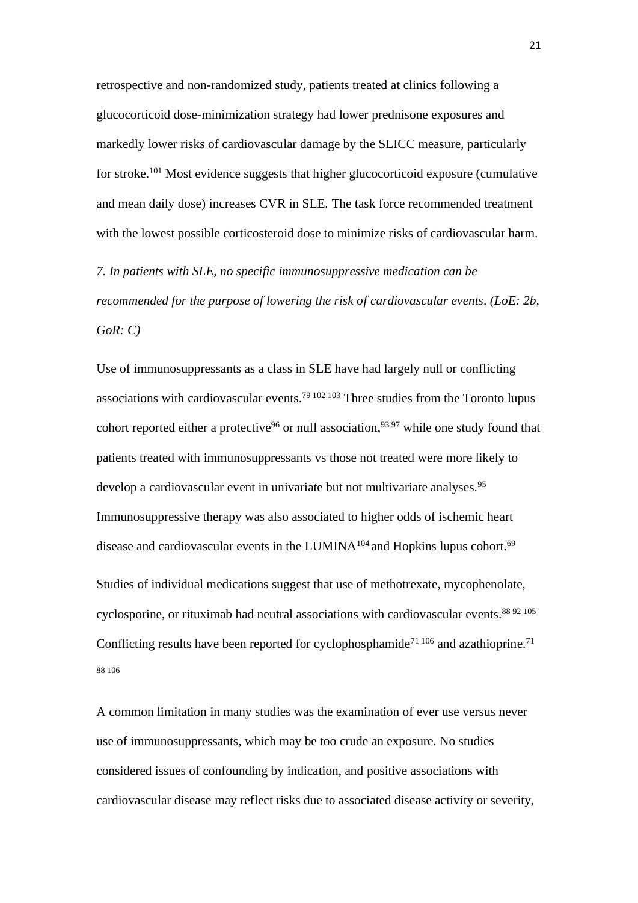retrospective and non-randomized study, patients treated at clinics following a glucocorticoid dose-minimization strategy had lower prednisone exposures and markedly lower risks of cardiovascular damage by the SLICC measure, particularly for stroke.[101] Most evidence suggests that higher glucocorticoid exposure (cumulative and mean daily dose) increases CVR in SLE. The task force recommended treatment with the lowest possible corticosteroid dose to minimize risks of cardiovascular harm.

*7. In patients with SLE, no specific immunosuppressive medication can be recommended for the purpose of lowering the risk of cardiovascular events. (LoE: 2b, GoR: C)*

Use of immunosuppressants as a class in SLE have had largely null or conflicting associations with cardiovascular events.[79 102 103] Three studies from the Toronto lupus cohort reported either a protective[96] or null association,[93 97] while one study found that patients treated with immunosuppressants vs those not treated were more likely to develop a cardiovascular event in univariate but not multivariate analyses.[95] Immunosuppressive therapy was also associated to higher odds of ischemic heart disease and cardiovascular events in the LUMINA[104] and Hopkins lupus cohort.[69]

Studies of individual medications suggest that use of methotrexate, mycophenolate, cyclosporine, or rituximab had neutral associations with cardiovascular events.[88 92 105] Conflicting results have been reported for cyclophosphamide[71 106] and azathioprine.[71 88 106]

A common limitation in many studies was the examination of ever use versus never use of immunosuppressants, which may be too crude an exposure. No studies considered issues of confounding by indication, and positive associations with cardiovascular disease may reflect risks due to associated disease activity or severity,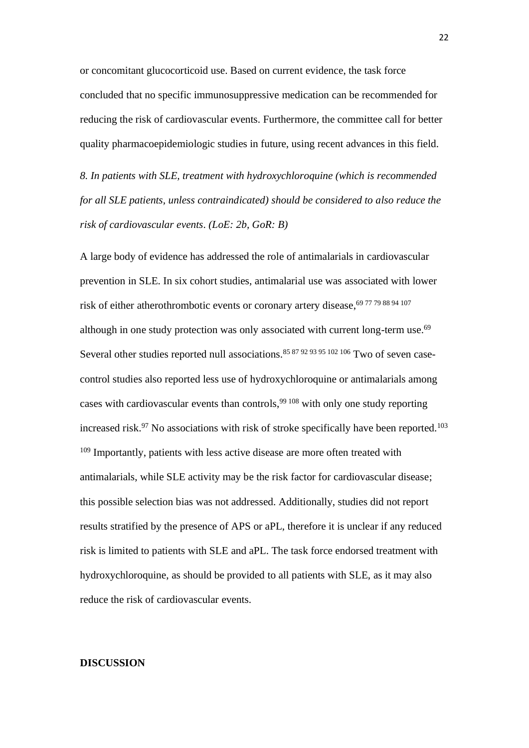or concomitant glucocorticoid use. Based on current evidence, the task force concluded that no specific immunosuppressive medication can be recommended for reducing the risk of cardiovascular events. Furthermore, the committee call for better quality pharmacoepidemiologic studies in future, using recent advances in this field.

*8. In patients with SLE, treatment with hydroxychloroquine (which is recommended for all SLE patients, unless contraindicated) should be considered to also reduce the risk of cardiovascular events. (LoE: 2b, GoR: B)*

A large body of evidence has addressed the role of antimalarials in cardiovascular prevention in SLE. In six cohort studies, antimalarial use was associated with lower risk of either atherothrombotic events or coronary artery disease,[69 77 79 88 94 107] although in one study protection was only associated with current long-term use.[69] Several other studies reported null associations.[85 87 92 93 95 102 106] Two of seven case-control studies also reported less use of hydroxychloroquine or antimalarials among cases with cardiovascular events than controls,[99 108] with only one study reporting increased risk.[97] No associations with risk of stroke specifically have been reported.[103 109] Importantly, patients with less active disease are more often treated with antimalarials, while SLE activity may be the risk factor for cardiovascular disease; this possible selection bias was not addressed. Additionally, studies did not report results stratified by the presence of APS or aPL, therefore it is unclear if any reduced risk is limited to patients with SLE and aPL. The task force endorsed treatment with hydroxychloroquine, as should be provided to all patients with SLE, as it may also reduce the risk of cardiovascular events.

## DISCUSSION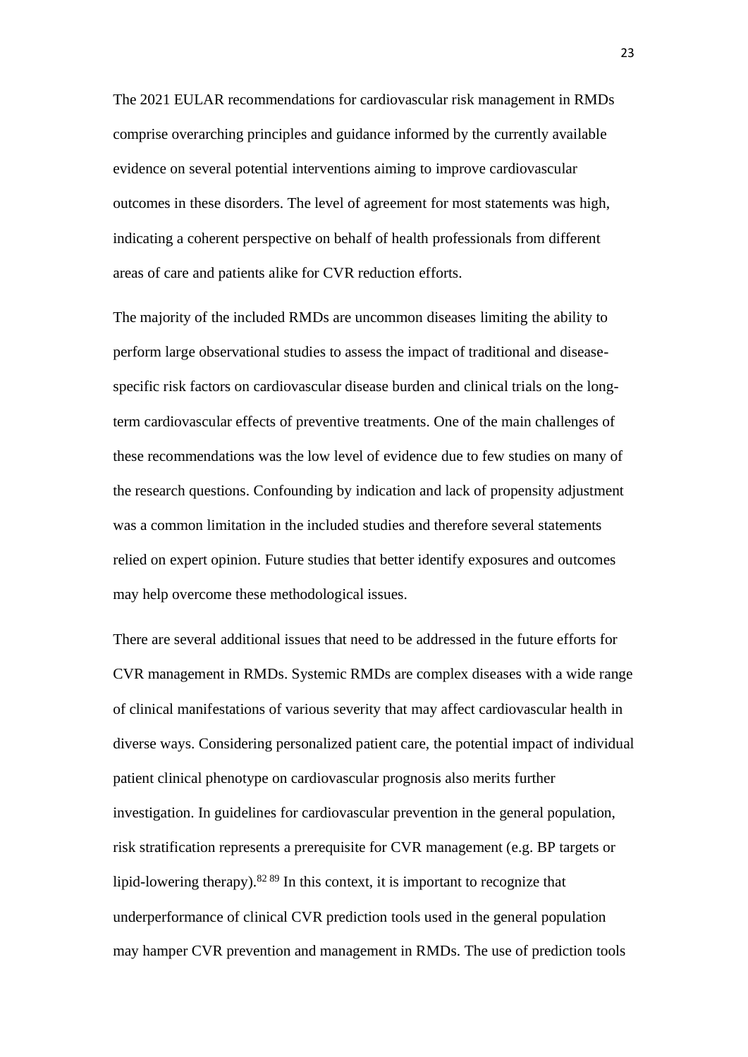The 2021 EULAR recommendations for cardiovascular risk management in RMDs comprise overarching principles and guidance informed by the currently available evidence on several potential interventions aiming to improve cardiovascular outcomes in these disorders. The level of agreement for most statements was high, indicating a coherent perspective on behalf of health professionals from different areas of care and patients alike for CVR reduction efforts.

The majority of the included RMDs are uncommon diseases limiting the ability to perform large observational studies to assess the impact of traditional and disease-specific risk factors on cardiovascular disease burden and clinical trials on the long-term cardiovascular effects of preventive treatments. One of the main challenges of these recommendations was the low level of evidence due to few studies on many of the research questions. Confounding by indication and lack of propensity adjustment was a common limitation in the included studies and therefore several statements relied on expert opinion. Future studies that better identify exposures and outcomes may help overcome these methodological issues.

There are several additional issues that need to be addressed in the future efforts for CVR management in RMDs. Systemic RMDs are complex diseases with a wide range of clinical manifestations of various severity that may affect cardiovascular health in diverse ways. Considering personalized patient care, the potential impact of individual patient clinical phenotype on cardiovascular prognosis also merits further investigation. In guidelines for cardiovascular prevention in the general population, risk stratification represents a prerequisite for CVR management (e.g. BP targets or lipid-lowering therapy).[82 89] In this context, it is important to recognize that underperformance of clinical CVR prediction tools used in the general population may hamper CVR prevention and management in RMDs. The use of prediction tools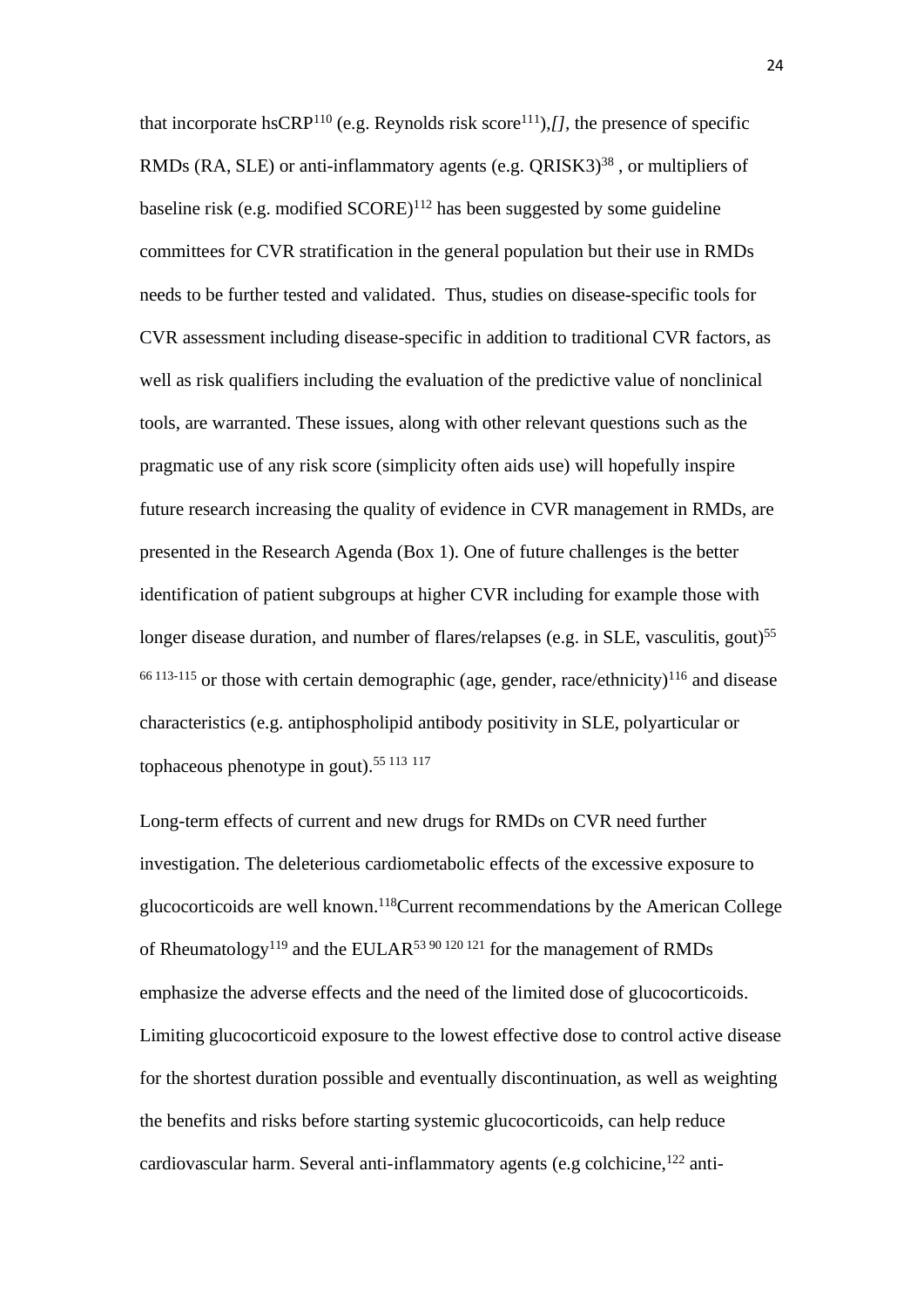that incorporate hsCRP[110] (e.g. Reynolds risk score[111]),*[]*, the presence of specific RMDs (RA, SLE) or anti-inflammatory agents (e.g. QRISK3)[38] , or multipliers of baseline risk (e.g. modified SCORE)[112] has been suggested by some guideline committees for CVR stratification in the general population but their use in RMDs needs to be further tested and validated. Thus, studies on disease-specific tools for CVR assessment including disease-specific in addition to traditional CVR factors, as well as risk qualifiers including the evaluation of the predictive value of nonclinical tools, are warranted. These issues, along with other relevant questions such as the pragmatic use of any risk score (simplicity often aids use) will hopefully inspire future research increasing the quality of evidence in CVR management in RMDs, are presented in the Research Agenda (Box 1). One of future challenges is the better identification of patient subgroups at higher CVR including for example those with longer disease duration, and number of flares/relapses (e.g. in SLE, vasculitis, gout)[55 66 113-115] or those with certain demographic (age, gender, race/ethnicity)[116] and disease characteristics (e.g. antiphospholipid antibody positivity in SLE, polyarticular or tophaceous phenotype in gout).[55 113 117]

Long-term effects of current and new drugs for RMDs on CVR need further investigation. The deleterious cardiometabolic effects of the excessive exposure to glucocorticoids are well known.[118]Current recommendations by the American College of Rheumatology[119] and the EULAR[53 90 120 121] for the management of RMDs emphasize the adverse effects and the need of the limited dose of glucocorticoids. Limiting glucocorticoid exposure to the lowest effective dose to control active disease for the shortest duration possible and eventually discontinuation, as well as weighting the benefits and risks before starting systemic glucocorticoids, can help reduce cardiovascular harm. Several anti-inflammatory agents (e.g colchicine,[122] anti-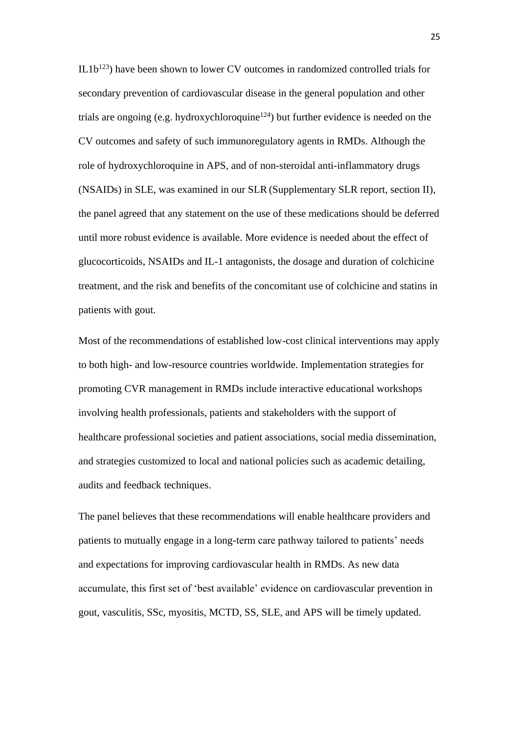IL1b[123]) have been shown to lower CV outcomes in randomized controlled trials for secondary prevention of cardiovascular disease in the general population and other trials are ongoing (e.g. hydroxychloroquine[124]) but further evidence is needed on the CV outcomes and safety of such immunoregulatory agents in RMDs. Although the role of hydroxychloroquine in APS, and of non-steroidal anti-inflammatory drugs (NSAIDs) in SLE, was examined in our SLR (Supplementary SLR report, section II), the panel agreed that any statement on the use of these medications should be deferred until more robust evidence is available. More evidence is needed about the effect of glucocorticoids, NSAIDs and IL-1 antagonists, the dosage and duration of colchicine treatment, and the risk and benefits of the concomitant use of colchicine and statins in patients with gout.

Most of the recommendations of established low-cost clinical interventions may apply to both high- and low-resource countries worldwide. Implementation strategies for promoting CVR management in RMDs include interactive educational workshops involving health professionals, patients and stakeholders with the support of healthcare professional societies and patient associations, social media dissemination, and strategies customized to local and national policies such as academic detailing, audits and feedback techniques.

The panel believes that these recommendations will enable healthcare providers and patients to mutually engage in a long-term care pathway tailored to patients' needs and expectations for improving cardiovascular health in RMDs. As new data accumulate, this first set of 'best available' evidence on cardiovascular prevention in gout, vasculitis, SSc, myositis, MCTD, SS, SLE, and APS will be timely updated.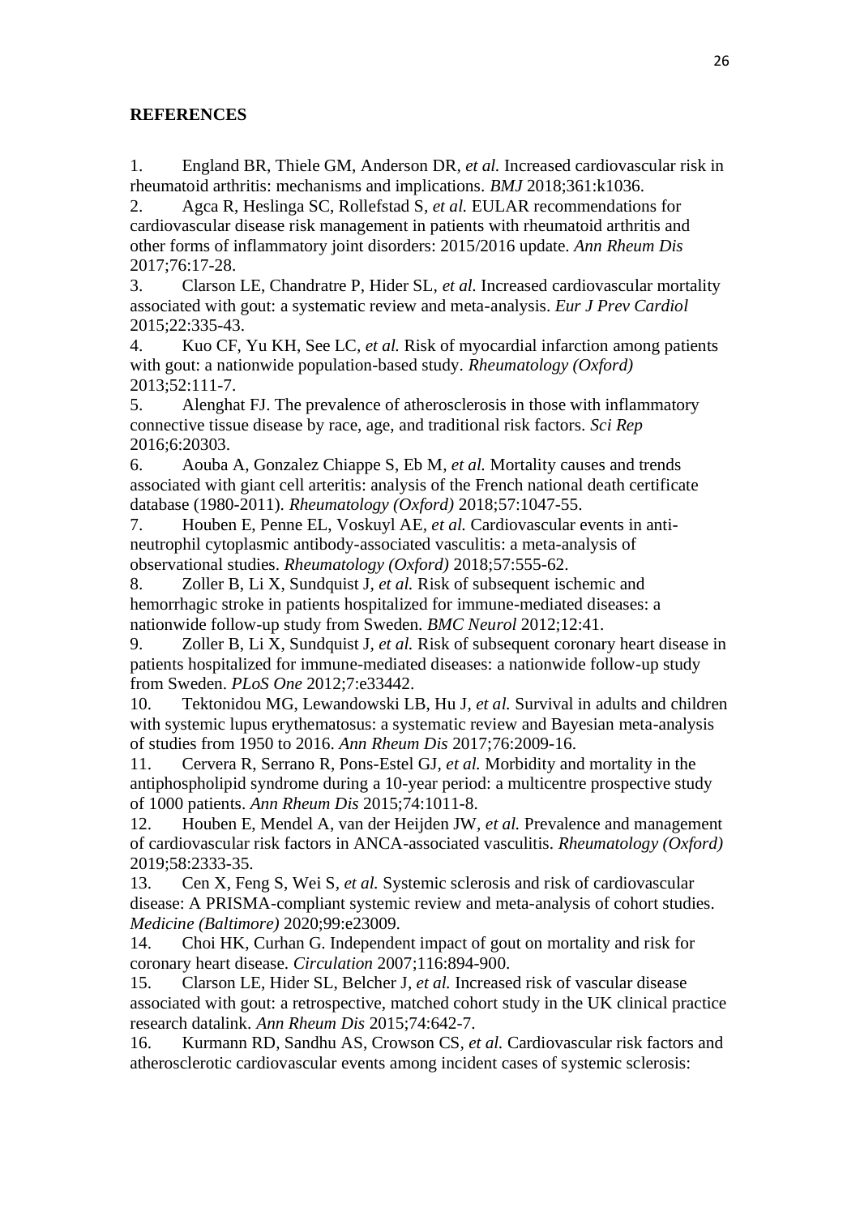**REFERENCES**

1. England BR, Thiele GM, Anderson DR, *et al.* Increased cardiovascular risk in rheumatoid arthritis: mechanisms and implications. *BMJ* 2018;361:k1036.
2. Agca R, Heslinga SC, Rollefstad S, *et al.* EULAR recommendations for cardiovascular disease risk management in patients with rheumatoid arthritis and other forms of inflammatory joint disorders: 2015/2016 update. *Ann Rheum Dis* 2017;76:17-28.
3. Clarson LE, Chandratre P, Hider SL, *et al.* Increased cardiovascular mortality associated with gout: a systematic review and meta-analysis. *Eur J Prev Cardiol* 2015;22:335-43.
4. Kuo CF, Yu KH, See LC, *et al.* Risk of myocardial infarction among patients with gout: a nationwide population-based study. *Rheumatology (Oxford)* 2013;52:111-7.
5. Alenghat FJ. The prevalence of atherosclerosis in those with inflammatory connective tissue disease by race, age, and traditional risk factors. *Sci Rep* 2016;6:20303.
6. Aouba A, Gonzalez Chiappe S, Eb M, *et al.* Mortality causes and trends associated with giant cell arteritis: analysis of the French national death certificate database (1980-2011). *Rheumatology (Oxford)* 2018;57:1047-55.
7. Houben E, Penne EL, Voskuyl AE, *et al.* Cardiovascular events in anti-neutrophil cytoplasmic antibody-associated vasculitis: a meta-analysis of observational studies. *Rheumatology (Oxford)* 2018;57:555-62.
8. Zoller B, Li X, Sundquist J, *et al.* Risk of subsequent ischemic and hemorrhagic stroke in patients hospitalized for immune-mediated diseases: a nationwide follow-up study from Sweden. *BMC Neurol* 2012;12:41.
9. Zoller B, Li X, Sundquist J, *et al.* Risk of subsequent coronary heart disease in patients hospitalized for immune-mediated diseases: a nationwide follow-up study from Sweden. *PLoS One* 2012;7:e33442.
10. Tektonidou MG, Lewandowski LB, Hu J, *et al.* Survival in adults and children with systemic lupus erythematosus: a systematic review and Bayesian meta-analysis of studies from 1950 to 2016. *Ann Rheum Dis* 2017;76:2009-16.
11. Cervera R, Serrano R, Pons-Estel GJ, *et al.* Morbidity and mortality in the antiphospholipid syndrome during a 10-year period: a multicentre prospective study of 1000 patients. *Ann Rheum Dis* 2015;74:1011-8.
12. Houben E, Mendel A, van der Heijden JW, *et al.* Prevalence and management of cardiovascular risk factors in ANCA-associated vasculitis. *Rheumatology (Oxford)* 2019;58:2333-35.
13. Cen X, Feng S, Wei S, *et al.* Systemic sclerosis and risk of cardiovascular disease: A PRISMA-compliant systemic review and meta-analysis of cohort studies. *Medicine (Baltimore)* 2020;99:e23009.
14. Choi HK, Curhan G. Independent impact of gout on mortality and risk for coronary heart disease. *Circulation* 2007;116:894-900.
15. Clarson LE, Hider SL, Belcher J, *et al.* Increased risk of vascular disease associated with gout: a retrospective, matched cohort study in the UK clinical practice research datalink. *Ann Rheum Dis* 2015;74:642-7.
16. Kurmann RD, Sandhu AS, Crowson CS, *et al.* Cardiovascular risk factors and atherosclerotic cardiovascular events among incident cases of systemic sclerosis: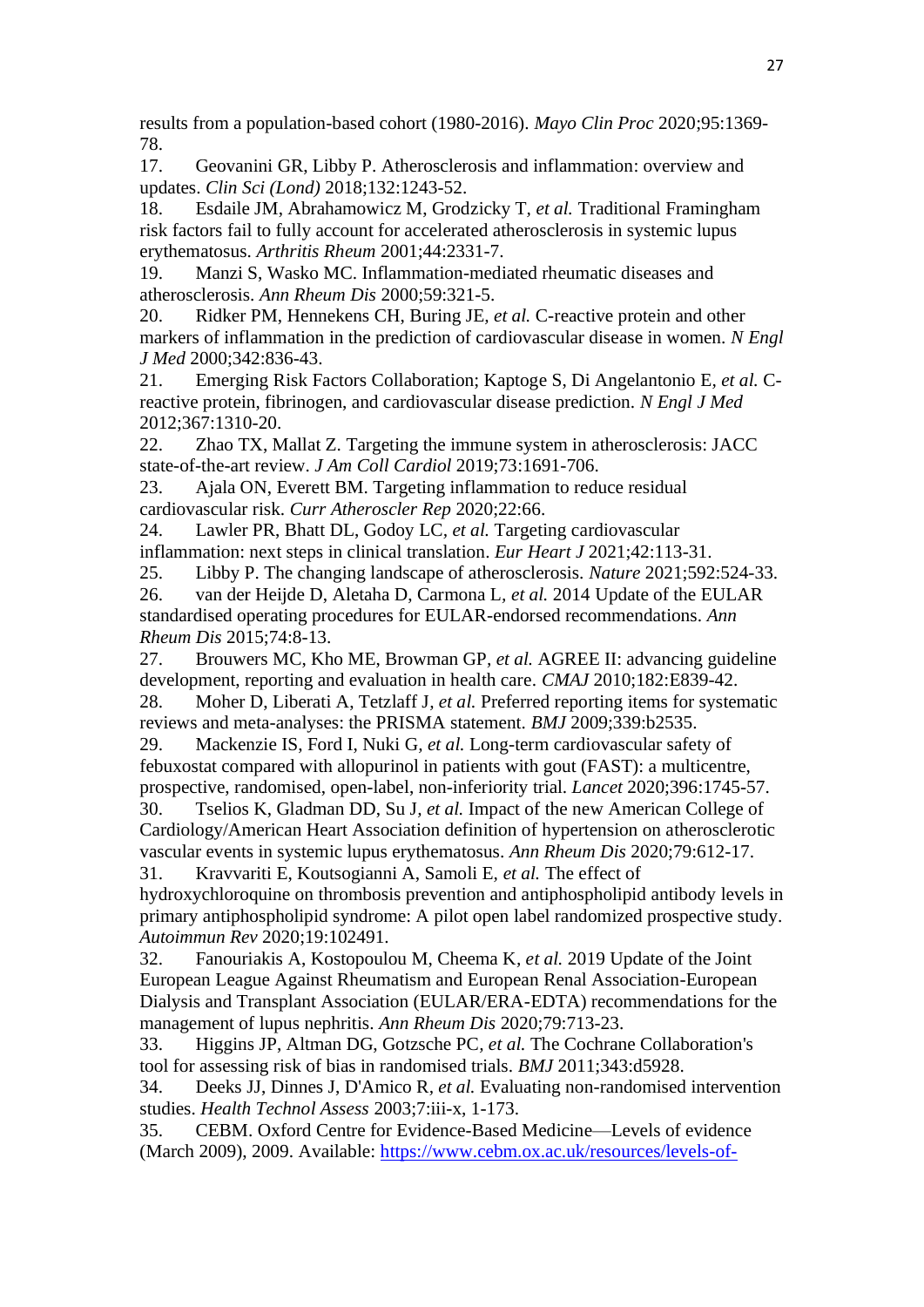results from a population-based cohort (1980-2016). *Mayo Clin Proc* 2020;95:1369-78.

17. Geovanini GR, Libby P. Atherosclerosis and inflammation: overview and updates. *Clin Sci (Lond)* 2018;132:1243-52.

18. Esdaile JM, Abrahamowicz M, Grodzicky T*, et al.* Traditional Framingham risk factors fail to fully account for accelerated atherosclerosis in systemic lupus erythematosus. *Arthritis Rheum* 2001;44:2331-7.

19. Manzi S, Wasko MC. Inflammation-mediated rheumatic diseases and atherosclerosis. *Ann Rheum Dis* 2000;59:321-5.

20. Ridker PM, Hennekens CH, Buring JE*, et al.* C-reactive protein and other markers of inflammation in the prediction of cardiovascular disease in women. *N Engl J Med* 2000;342:836-43.

21. Emerging Risk Factors Collaboration; Kaptoge S, Di Angelantonio E*, et al.* C-reactive protein, fibrinogen, and cardiovascular disease prediction. *N Engl J Med* 2012;367:1310-20.

22. Zhao TX, Mallat Z. Targeting the immune system in atherosclerosis: JACC state-of-the-art review. *J Am Coll Cardiol* 2019;73:1691-706.

23. Ajala ON, Everett BM. Targeting inflammation to reduce residual cardiovascular risk. *Curr Atheroscler Rep* 2020;22:66.

24. Lawler PR, Bhatt DL, Godoy LC*, et al.* Targeting cardiovascular inflammation: next steps in clinical translation. *Eur Heart J* 2021;42:113-31.

25. Libby P. The changing landscape of atherosclerosis. *Nature* 2021;592:524-33.

26. van der Heijde D, Aletaha D, Carmona L*, et al.* 2014 Update of the EULAR standardised operating procedures for EULAR-endorsed recommendations. *Ann Rheum Dis* 2015;74:8-13.

27. Brouwers MC, Kho ME, Browman GP*, et al.* AGREE II: advancing guideline development, reporting and evaluation in health care. *CMAJ* 2010;182:E839-42.

28. Moher D, Liberati A, Tetzlaff J*, et al.* Preferred reporting items for systematic reviews and meta-analyses: the PRISMA statement. *BMJ* 2009;339:b2535.

29. Mackenzie IS, Ford I, Nuki G*, et al.* Long-term cardiovascular safety of febuxostat compared with allopurinol in patients with gout (FAST): a multicentre, prospective, randomised, open-label, non-inferiority trial. *Lancet* 2020;396:1745-57.

30. Tselios K, Gladman DD, Su J*, et al.* Impact of the new American College of Cardiology/American Heart Association definition of hypertension on atherosclerotic vascular events in systemic lupus erythematosus. *Ann Rheum Dis* 2020;79:612-17.

31. Kravvariti E, Koutsogianni A, Samoli E*, et al.* The effect of hydroxychloroquine on thrombosis prevention and antiphospholipid antibody levels in primary antiphospholipid syndrome: A pilot open label randomized prospective study. *Autoimmun Rev* 2020;19:102491.

32. Fanouriakis A, Kostopoulou M, Cheema K*, et al.* 2019 Update of the Joint European League Against Rheumatism and European Renal Association-European Dialysis and Transplant Association (EULAR/ERA-EDTA) recommendations for the management of lupus nephritis. *Ann Rheum Dis* 2020;79:713-23.

33. Higgins JP, Altman DG, Gotzsche PC*, et al.* The Cochrane Collaboration's tool for assessing risk of bias in randomised trials. *BMJ* 2011;343:d5928.

34. Deeks JJ, Dinnes J, D'Amico R*, et al.* Evaluating non-randomised intervention studies. *Health Technol Assess* 2003;7:iii-x, 1-173.

35. CEBM. Oxford Centre for Evidence-Based Medicine—Levels of evidence (March 2009), 2009. Available: https://www.cebm.ox.ac.uk/resources/levels-of-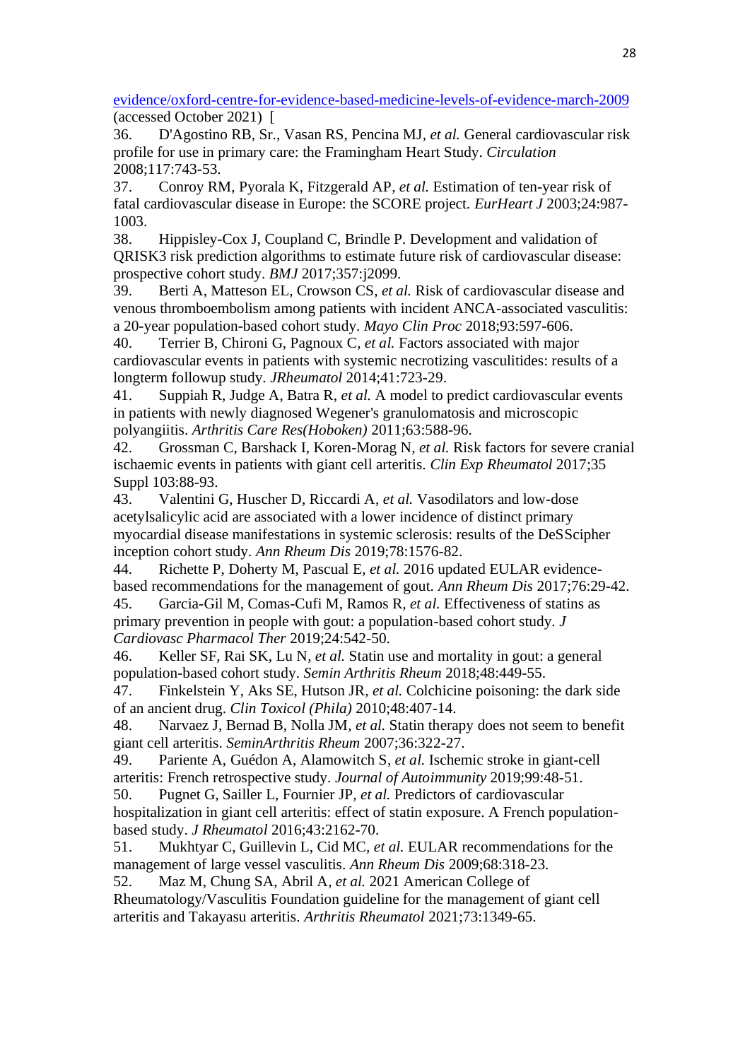evidence/oxford-centre-for-evidence-based-medicine-levels-of-evidence-march-2009 (accessed October 2021) [

36. D'Agostino RB, Sr., Vasan RS, Pencina MJ, *et al.* General cardiovascular risk profile for use in primary care: the Framingham Heart Study. *Circulation* 2008;117:743-53.
37. Conroy RM, Pyorala K, Fitzgerald AP, *et al.* Estimation of ten-year risk of fatal cardiovascular disease in Europe: the SCORE project. *EurHeart J* 2003;24:987-1003.
38. Hippisley-Cox J, Coupland C, Brindle P. Development and validation of QRISK3 risk prediction algorithms to estimate future risk of cardiovascular disease: prospective cohort study. *BMJ* 2017;357:j2099.
39. Berti A, Matteson EL, Crowson CS, *et al.* Risk of cardiovascular disease and venous thromboembolism among patients with incident ANCA-associated vasculitis: a 20-year population-based cohort study. *Mayo Clin Proc* 2018;93:597-606.
40. Terrier B, Chironi G, Pagnoux C, *et al.* Factors associated with major cardiovascular events in patients with systemic necrotizing vasculitides: results of a longterm followup study. *JRheumatol* 2014;41:723-29.
41. Suppiah R, Judge A, Batra R, *et al.* A model to predict cardiovascular events in patients with newly diagnosed Wegener's granulomatosis and microscopic polyangiitis. *Arthritis Care Res(Hoboken)* 2011;63:588-96.
42. Grossman C, Barshack I, Koren-Morag N, *et al.* Risk factors for severe cranial ischaemic events in patients with giant cell arteritis. *Clin Exp Rheumatol* 2017;35 Suppl 103:88-93.
43. Valentini G, Huscher D, Riccardi A, *et al.* Vasodilators and low-dose acetylsalicylic acid are associated with a lower incidence of distinct primary myocardial disease manifestations in systemic sclerosis: results of the DeSScipher inception cohort study. *Ann Rheum Dis* 2019;78:1576-82.
44. Richette P, Doherty M, Pascual E, *et al.* 2016 updated EULAR evidence-based recommendations for the management of gout. *Ann Rheum Dis* 2017;76:29-42.
45. Garcia-Gil M, Comas-Cufi M, Ramos R, *et al.* Effectiveness of statins as primary prevention in people with gout: a population-based cohort study. *J Cardiovasc Pharmacol Ther* 2019;24:542-50.
46. Keller SF, Rai SK, Lu N, *et al.* Statin use and mortality in gout: a general population-based cohort study. *Semin Arthritis Rheum* 2018;48:449-55.
47. Finkelstein Y, Aks SE, Hutson JR, *et al.* Colchicine poisoning: the dark side of an ancient drug. *Clin Toxicol (Phila)* 2010;48:407-14.
48. Narvaez J, Bernad B, Nolla JM, *et al.* Statin therapy does not seem to benefit giant cell arteritis. *SeminArthritis Rheum* 2007;36:322-27.
49. Pariente A, Guédon A, Alamowitch S, *et al.* Ischemic stroke in giant-cell arteritis: French retrospective study. *Journal of Autoimmunity* 2019;99:48-51.
50. Pugnet G, Sailler L, Fournier JP, *et al.* Predictors of cardiovascular hospitalization in giant cell arteritis: effect of statin exposure. A French population-based study. *J Rheumatol* 2016;43:2162-70.
51. Mukhtyar C, Guillevin L, Cid MC, *et al.* EULAR recommendations for the management of large vessel vasculitis. *Ann Rheum Dis* 2009;68:318-23.
52. Maz M, Chung SA, Abril A, *et al.* 2021 American College of Rheumatology/Vasculitis Foundation guideline for the management of giant cell arteritis and Takayasu arteritis. *Arthritis Rheumatol* 2021;73:1349-65.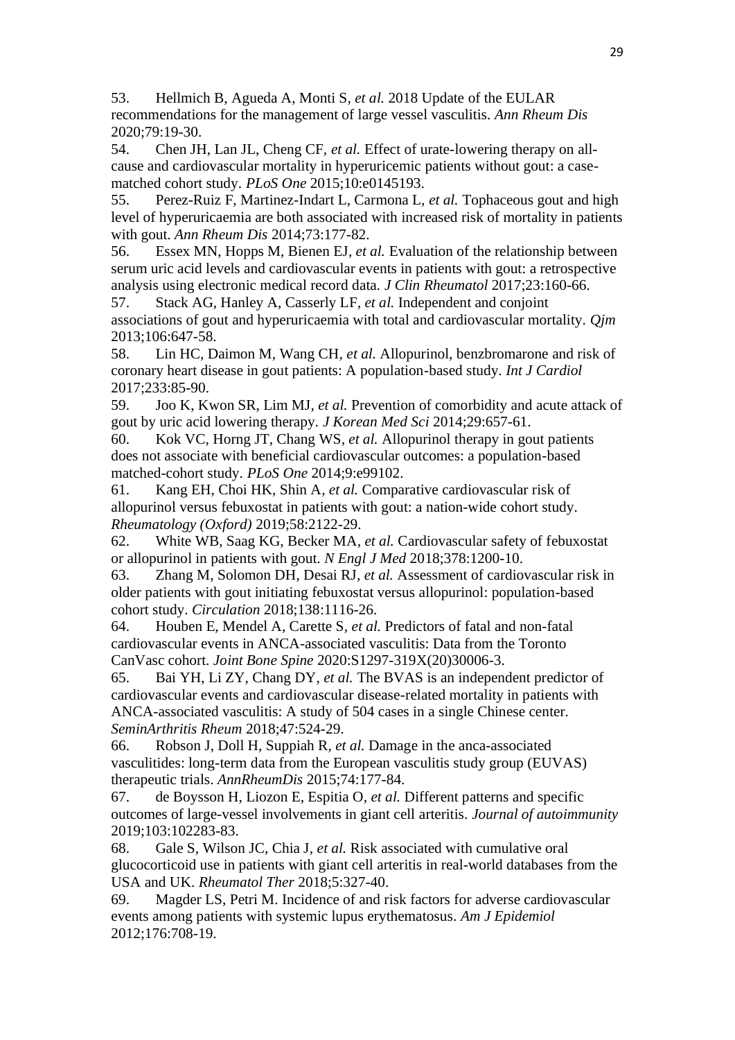53. Hellmich B, Agueda A, Monti S, *et al.* 2018 Update of the EULAR recommendations for the management of large vessel vasculitis. *Ann Rheum Dis* 2020;79:19-30.
54. Chen JH, Lan JL, Cheng CF, *et al.* Effect of urate-lowering therapy on all-cause and cardiovascular mortality in hyperuricemic patients without gout: a case-matched cohort study. *PLoS One* 2015;10:e0145193.
55. Perez-Ruiz F, Martinez-Indart L, Carmona L, *et al.* Tophaceous gout and high level of hyperuricaemia are both associated with increased risk of mortality in patients with gout. *Ann Rheum Dis* 2014;73:177-82.
56. Essex MN, Hopps M, Bienen EJ, *et al.* Evaluation of the relationship between serum uric acid levels and cardiovascular events in patients with gout: a retrospective analysis using electronic medical record data. *J Clin Rheumatol* 2017;23:160-66.
57. Stack AG, Hanley A, Casserly LF, *et al.* Independent and conjoint associations of gout and hyperuricaemia with total and cardiovascular mortality. *Qjm* 2013;106:647-58.
58. Lin HC, Daimon M, Wang CH, *et al.* Allopurinol, benzbromarone and risk of coronary heart disease in gout patients: A population-based study. *Int J Cardiol* 2017;233:85-90.
59. Joo K, Kwon SR, Lim MJ, *et al.* Prevention of comorbidity and acute attack of gout by uric acid lowering therapy. *J Korean Med Sci* 2014;29:657-61.
60. Kok VC, Horng JT, Chang WS, *et al.* Allopurinol therapy in gout patients does not associate with beneficial cardiovascular outcomes: a population-based matched-cohort study. *PLoS One* 2014;9:e99102.
61. Kang EH, Choi HK, Shin A, *et al.* Comparative cardiovascular risk of allopurinol versus febuxostat in patients with gout: a nation-wide cohort study. *Rheumatology (Oxford)* 2019;58:2122-29.
62. White WB, Saag KG, Becker MA, *et al.* Cardiovascular safety of febuxostat or allopurinol in patients with gout. *N Engl J Med* 2018;378:1200-10.
63. Zhang M, Solomon DH, Desai RJ, *et al.* Assessment of cardiovascular risk in older patients with gout initiating febuxostat versus allopurinol: population-based cohort study. *Circulation* 2018;138:1116-26.
64. Houben E, Mendel A, Carette S, *et al.* Predictors of fatal and non-fatal cardiovascular events in ANCA-associated vasculitis: Data from the Toronto CanVasc cohort. *Joint Bone Spine* 2020:S1297-319X(20)30006-3.
65. Bai YH, Li ZY, Chang DY, *et al.* The BVAS is an independent predictor of cardiovascular events and cardiovascular disease-related mortality in patients with ANCA-associated vasculitis: A study of 504 cases in a single Chinese center. *SeminArthritis Rheum* 2018;47:524-29.
66. Robson J, Doll H, Suppiah R, *et al.* Damage in the anca-associated vasculitides: long-term data from the European vasculitis study group (EUVAS) therapeutic trials. *AnnRheumDis* 2015;74:177-84.
67. de Boysson H, Liozon E, Espitia O, *et al.* Different patterns and specific outcomes of large-vessel involvements in giant cell arteritis. *Journal of autoimmunity* 2019;103:102283-83.
68. Gale S, Wilson JC, Chia J, *et al.* Risk associated with cumulative oral glucocorticoid use in patients with giant cell arteritis in real-world databases from the USA and UK. *Rheumatol Ther* 2018;5:327-40.
69. Magder LS, Petri M. Incidence of and risk factors for adverse cardiovascular events among patients with systemic lupus erythematosus. *Am J Epidemiol* 2012;176:708-19.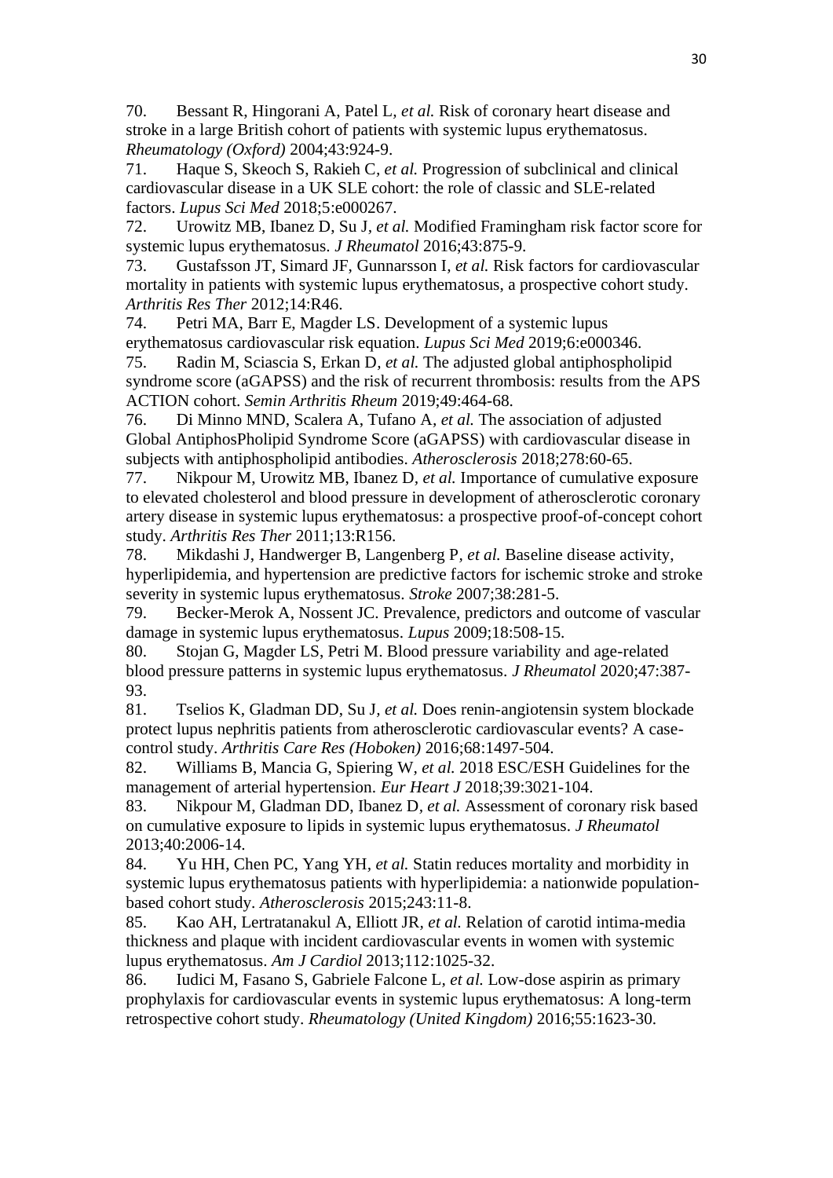70. Bessant R, Hingorani A, Patel L, *et al.* Risk of coronary heart disease and stroke in a large British cohort of patients with systemic lupus erythematosus. *Rheumatology (Oxford)* 2004;43:924-9.

71. Haque S, Skeoch S, Rakieh C, *et al.* Progression of subclinical and clinical cardiovascular disease in a UK SLE cohort: the role of classic and SLE-related factors. *Lupus Sci Med* 2018;5:e000267.

72. Urowitz MB, Ibanez D, Su J, *et al.* Modified Framingham risk factor score for systemic lupus erythematosus. *J Rheumatol* 2016;43:875-9.

73. Gustafsson JT, Simard JF, Gunnarsson I, *et al.* Risk factors for cardiovascular mortality in patients with systemic lupus erythematosus, a prospective cohort study. *Arthritis Res Ther* 2012;14:R46.

74. Petri MA, Barr E, Magder LS. Development of a systemic lupus erythematosus cardiovascular risk equation. *Lupus Sci Med* 2019;6:e000346.

75. Radin M, Sciascia S, Erkan D, *et al.* The adjusted global antiphospholipid syndrome score (aGAPSS) and the risk of recurrent thrombosis: results from the APS ACTION cohort. *Semin Arthritis Rheum* 2019;49:464-68.

76. Di Minno MND, Scalera A, Tufano A, *et al.* The association of adjusted Global AntiphosPholipid Syndrome Score (aGAPSS) with cardiovascular disease in subjects with antiphospholipid antibodies. *Atherosclerosis* 2018;278:60-65.

77. Nikpour M, Urowitz MB, Ibanez D, *et al.* Importance of cumulative exposure to elevated cholesterol and blood pressure in development of atherosclerotic coronary artery disease in systemic lupus erythematosus: a prospective proof-of-concept cohort study. *Arthritis Res Ther* 2011;13:R156.

78. Mikdashi J, Handwerger B, Langenberg P, *et al.* Baseline disease activity, hyperlipidemia, and hypertension are predictive factors for ischemic stroke and stroke severity in systemic lupus erythematosus. *Stroke* 2007;38:281-5.

79. Becker-Merok A, Nossent JC. Prevalence, predictors and outcome of vascular damage in systemic lupus erythematosus. *Lupus* 2009;18:508-15.

80. Stojan G, Magder LS, Petri M. Blood pressure variability and age-related blood pressure patterns in systemic lupus erythematosus. *J Rheumatol* 2020;47:387-93.

81. Tselios K, Gladman DD, Su J, *et al.* Does renin-angiotensin system blockade protect lupus nephritis patients from atherosclerotic cardiovascular events? A case-control study. *Arthritis Care Res (Hoboken)* 2016;68:1497-504.

82. Williams B, Mancia G, Spiering W, *et al.* 2018 ESC/ESH Guidelines for the management of arterial hypertension. *Eur Heart J* 2018;39:3021-104.

83. Nikpour M, Gladman DD, Ibanez D, *et al.* Assessment of coronary risk based on cumulative exposure to lipids in systemic lupus erythematosus. *J Rheumatol* 2013;40:2006-14.

84. Yu HH, Chen PC, Yang YH, *et al.* Statin reduces mortality and morbidity in systemic lupus erythematosus patients with hyperlipidemia: a nationwide population-based cohort study. *Atherosclerosis* 2015;243:11-8.

85. Kao AH, Lertratanakul A, Elliott JR, *et al.* Relation of carotid intima-media thickness and plaque with incident cardiovascular events in women with systemic lupus erythematosus. *Am J Cardiol* 2013;112:1025-32.

86. Iudici M, Fasano S, Gabriele Falcone L, *et al.* Low-dose aspirin as primary prophylaxis for cardiovascular events in systemic lupus erythematosus: A long-term retrospective cohort study. *Rheumatology (United Kingdom)* 2016;55:1623-30.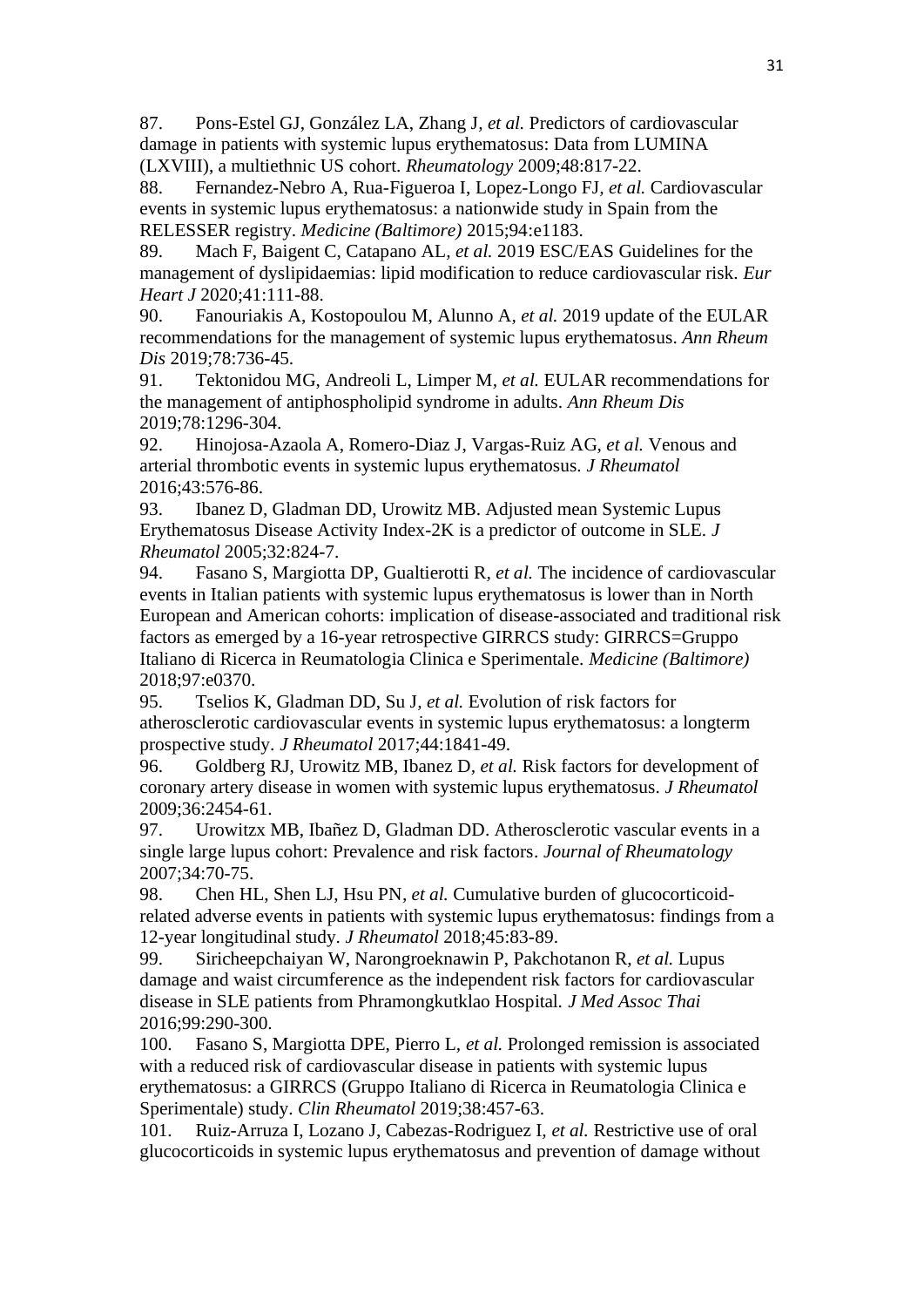87. Pons-Estel GJ, González LA, Zhang J, *et al.* Predictors of cardiovascular damage in patients with systemic lupus erythematosus: Data from LUMINA (LXVIII), a multiethnic US cohort. *Rheumatology* 2009;48:817-22.

88. Fernandez-Nebro A, Rua-Figueroa I, Lopez-Longo FJ, *et al.* Cardiovascular events in systemic lupus erythematosus: a nationwide study in Spain from the RELESSER registry. *Medicine (Baltimore)* 2015;94:e1183.

89. Mach F, Baigent C, Catapano AL, *et al.* 2019 ESC/EAS Guidelines for the management of dyslipidaemias: lipid modification to reduce cardiovascular risk. *Eur Heart J* 2020;41:111-88.

90. Fanouriakis A, Kostopoulou M, Alunno A, *et al.* 2019 update of the EULAR recommendations for the management of systemic lupus erythematosus. *Ann Rheum Dis* 2019;78:736-45.

91. Tektonidou MG, Andreoli L, Limper M, *et al.* EULAR recommendations for the management of antiphospholipid syndrome in adults. *Ann Rheum Dis* 2019;78:1296-304.

92. Hinojosa-Azaola A, Romero-Diaz J, Vargas-Ruiz AG, *et al.* Venous and arterial thrombotic events in systemic lupus erythematosus. *J Rheumatol* 2016;43:576-86.

93. Ibanez D, Gladman DD, Urowitz MB. Adjusted mean Systemic Lupus Erythematosus Disease Activity Index-2K is a predictor of outcome in SLE. *J Rheumatol* 2005;32:824-7.

94. Fasano S, Margiotta DP, Gualtierotti R, *et al.* The incidence of cardiovascular events in Italian patients with systemic lupus erythematosus is lower than in North European and American cohorts: implication of disease-associated and traditional risk factors as emerged by a 16-year retrospective GIRRCS study: GIRRCS=Gruppo Italiano di Ricerca in Reumatologia Clinica e Sperimentale. *Medicine (Baltimore)* 2018;97:e0370.

95. Tselios K, Gladman DD, Su J, *et al.* Evolution of risk factors for atherosclerotic cardiovascular events in systemic lupus erythematosus: a longterm prospective study. *J Rheumatol* 2017;44:1841-49.

96. Goldberg RJ, Urowitz MB, Ibanez D, *et al.* Risk factors for development of coronary artery disease in women with systemic lupus erythematosus. *J Rheumatol* 2009;36:2454-61.

97. Urowitzx MB, Ibañez D, Gladman DD. Atherosclerotic vascular events in a single large lupus cohort: Prevalence and risk factors. *Journal of Rheumatology* 2007;34:70-75.

98. Chen HL, Shen LJ, Hsu PN, *et al.* Cumulative burden of glucocorticoid-related adverse events in patients with systemic lupus erythematosus: findings from a 12-year longitudinal study. *J Rheumatol* 2018;45:83-89.

99. Siricheepchaiyan W, Narongroeknawin P, Pakchotanon R, *et al.* Lupus damage and waist circumference as the independent risk factors for cardiovascular disease in SLE patients from Phramongkutklao Hospital. *J Med Assoc Thai* 2016;99:290-300.

100. Fasano S, Margiotta DPE, Pierro L, *et al.* Prolonged remission is associated with a reduced risk of cardiovascular disease in patients with systemic lupus erythematosus: a GIRRCS (Gruppo Italiano di Ricerca in Reumatologia Clinica e Sperimentale) study. *Clin Rheumatol* 2019;38:457-63.

101. Ruiz-Arruza I, Lozano J, Cabezas-Rodriguez I, *et al.* Restrictive use of oral glucocorticoids in systemic lupus erythematosus and prevention of damage without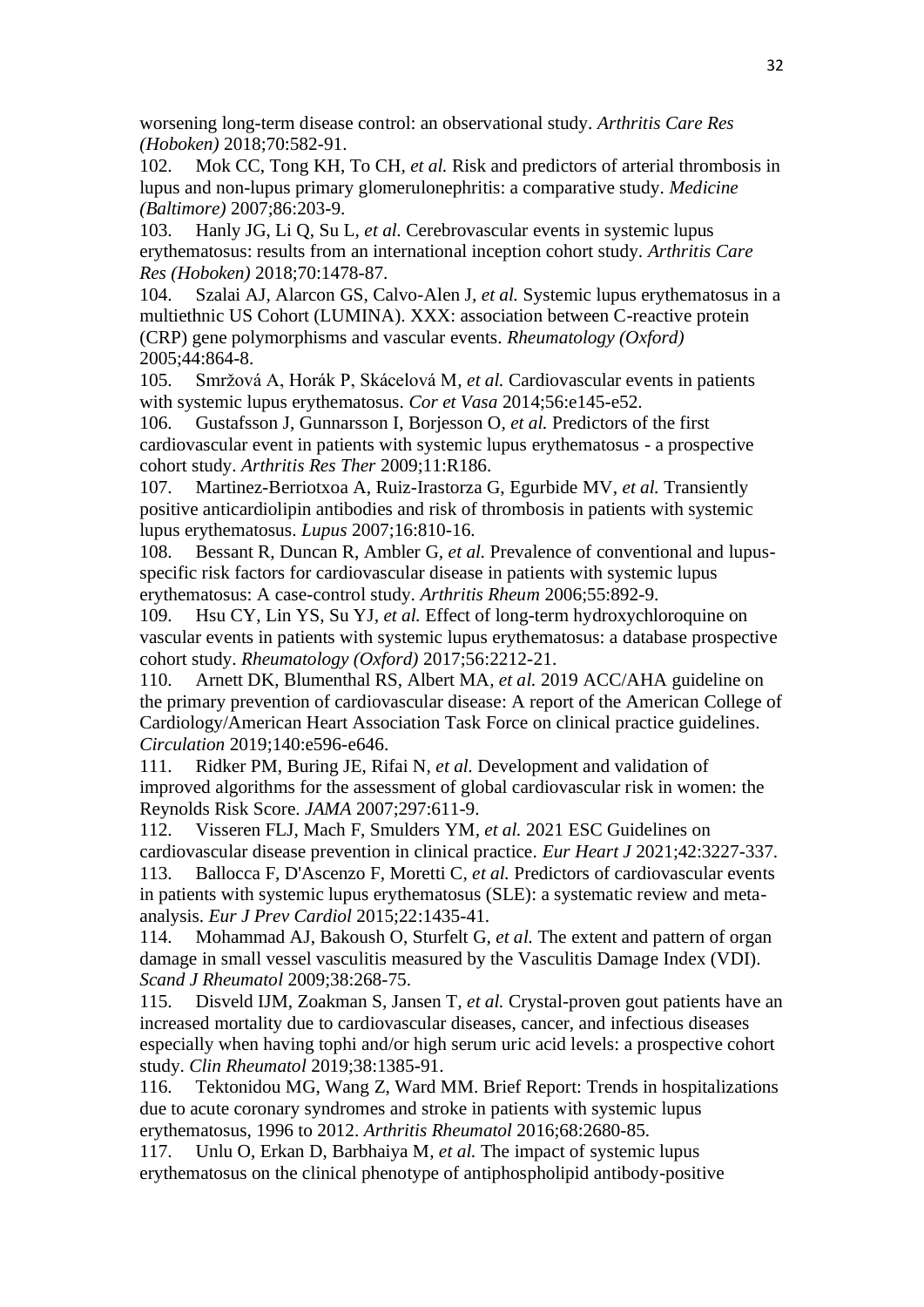worsening long-term disease control: an observational study. *Arthritis Care Res (Hoboken)* 2018;70:582-91.

102. Mok CC, Tong KH, To CH, *et al.* Risk and predictors of arterial thrombosis in lupus and non-lupus primary glomerulonephritis: a comparative study. *Medicine (Baltimore)* 2007;86:203-9.

103. Hanly JG, Li Q, Su L, *et al.* Cerebrovascular events in systemic lupus erythematosus: results from an international inception cohort study. *Arthritis Care Res (Hoboken)* 2018;70:1478-87.

104. Szalai AJ, Alarcon GS, Calvo-Alen J, *et al.* Systemic lupus erythematosus in a multiethnic US Cohort (LUMINA). XXX: association between C-reactive protein (CRP) gene polymorphisms and vascular events. *Rheumatology (Oxford)* 2005;44:864-8.

105. Smržová A, Horák P, Skácelová M, *et al.* Cardiovascular events in patients with systemic lupus erythematosus. *Cor et Vasa* 2014;56:e145-e52.

106. Gustafsson J, Gunnarsson I, Borjesson O, *et al.* Predictors of the first cardiovascular event in patients with systemic lupus erythematosus - a prospective cohort study. *Arthritis Res Ther* 2009;11:R186.

107. Martinez-Berriotxoa A, Ruiz-Irastorza G, Egurbide MV, *et al.* Transiently positive anticardiolipin antibodies and risk of thrombosis in patients with systemic lupus erythematosus. *Lupus* 2007;16:810-16.

108. Bessant R, Duncan R, Ambler G, *et al.* Prevalence of conventional and lupus-specific risk factors for cardiovascular disease in patients with systemic lupus erythematosus: A case-control study. *Arthritis Rheum* 2006;55:892-9.

109. Hsu CY, Lin YS, Su YJ, *et al.* Effect of long-term hydroxychloroquine on vascular events in patients with systemic lupus erythematosus: a database prospective cohort study. *Rheumatology (Oxford)* 2017;56:2212-21.

110. Arnett DK, Blumenthal RS, Albert MA, *et al.* 2019 ACC/AHA guideline on the primary prevention of cardiovascular disease: A report of the American College of Cardiology/American Heart Association Task Force on clinical practice guidelines. *Circulation* 2019;140:e596-e646.

111. Ridker PM, Buring JE, Rifai N, *et al.* Development and validation of improved algorithms for the assessment of global cardiovascular risk in women: the Reynolds Risk Score. *JAMA* 2007;297:611-9.

112. Visseren FLJ, Mach F, Smulders YM, *et al.* 2021 ESC Guidelines on cardiovascular disease prevention in clinical practice. *Eur Heart J* 2021;42:3227-337.

113. Ballocca F, D'Ascenzo F, Moretti C, *et al.* Predictors of cardiovascular events in patients with systemic lupus erythematosus (SLE): a systematic review and meta-analysis. *Eur J Prev Cardiol* 2015;22:1435-41.

114. Mohammad AJ, Bakoush O, Sturfelt G, *et al.* The extent and pattern of organ damage in small vessel vasculitis measured by the Vasculitis Damage Index (VDI). *Scand J Rheumatol* 2009;38:268-75.

115. Disveld IJM, Zoakman S, Jansen T, *et al.* Crystal-proven gout patients have an increased mortality due to cardiovascular diseases, cancer, and infectious diseases especially when having tophi and/or high serum uric acid levels: a prospective cohort study. *Clin Rheumatol* 2019;38:1385-91.

116. Tektonidou MG, Wang Z, Ward MM. Brief Report: Trends in hospitalizations due to acute coronary syndromes and stroke in patients with systemic lupus erythematosus, 1996 to 2012. *Arthritis Rheumatol* 2016;68:2680-85.

117. Unlu O, Erkan D, Barbhaiya M, *et al.* The impact of systemic lupus erythematosus on the clinical phenotype of antiphospholipid antibody-positive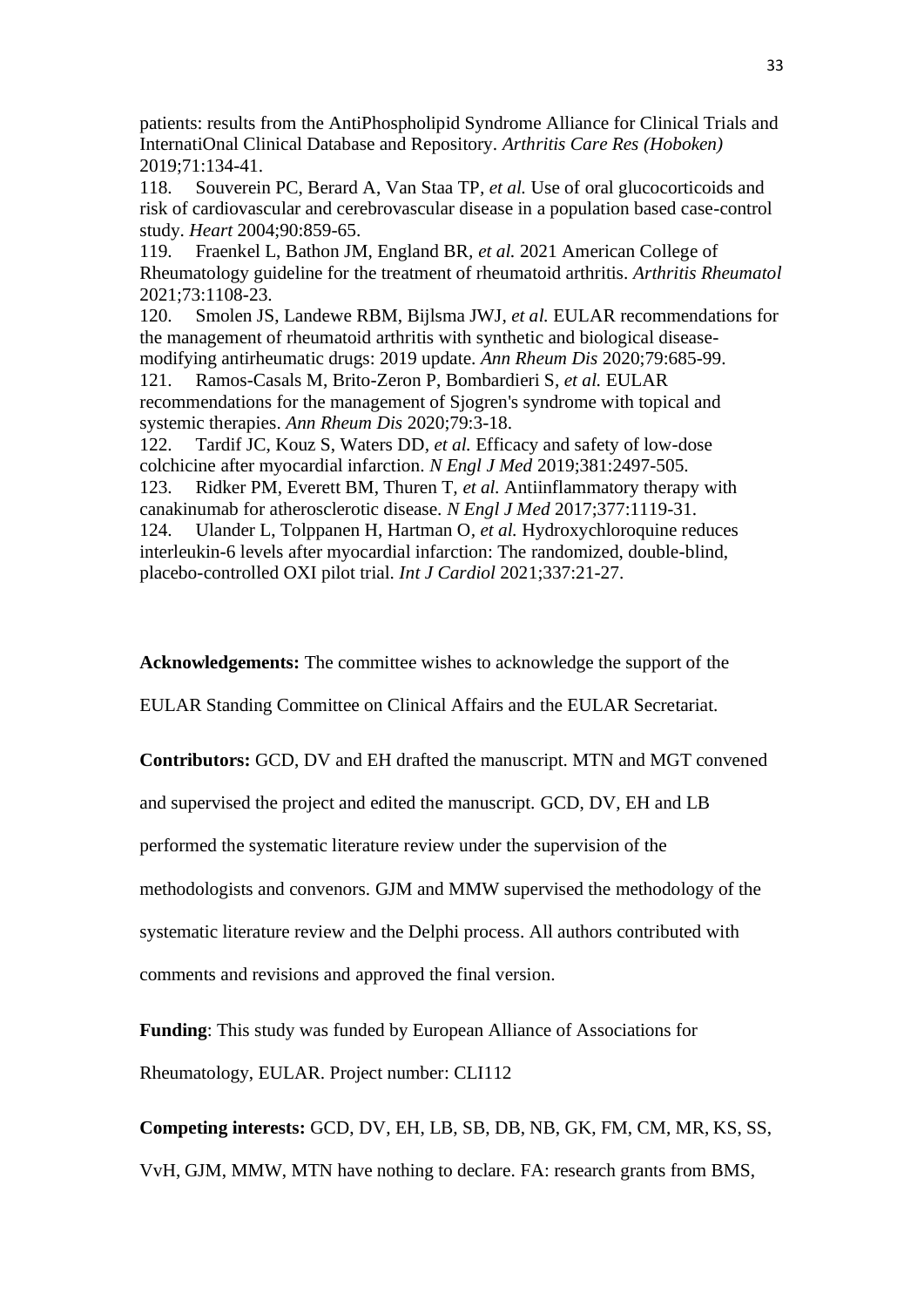patients: results from the AntiPhospholipid Syndrome Alliance for Clinical Trials and InternatiOnal Clinical Database and Repository. *Arthritis Care Res (Hoboken)* 2019;71:134-41.

118. Souverein PC, Berard A, Van Staa TP, *et al.* Use of oral glucocorticoids and risk of cardiovascular and cerebrovascular disease in a population based case-control study. *Heart* 2004;90:859-65.

119. Fraenkel L, Bathon JM, England BR, *et al.* 2021 American College of Rheumatology guideline for the treatment of rheumatoid arthritis. *Arthritis Rheumatol* 2021;73:1108-23.

120. Smolen JS, Landewe RBM, Bijlsma JWJ, *et al.* EULAR recommendations for the management of rheumatoid arthritis with synthetic and biological disease-modifying antirheumatic drugs: 2019 update. *Ann Rheum Dis* 2020;79:685-99.

121. Ramos-Casals M, Brito-Zeron P, Bombardieri S, *et al.* EULAR recommendations for the management of Sjogren's syndrome with topical and systemic therapies. *Ann Rheum Dis* 2020;79:3-18.

122. Tardif JC, Kouz S, Waters DD, *et al.* Efficacy and safety of low-dose colchicine after myocardial infarction. *N Engl J Med* 2019;381:2497-505.

123. Ridker PM, Everett BM, Thuren T, *et al.* Antiinflammatory therapy with canakinumab for atherosclerotic disease. *N Engl J Med* 2017;377:1119-31.

124. Ulander L, Tolppanen H, Hartman O, *et al.* Hydroxychloroquine reduces interleukin-6 levels after myocardial infarction: The randomized, double-blind, placebo-controlled OXI pilot trial. *Int J Cardiol* 2021;337:21-27.

**Acknowledgements:** The committee wishes to acknowledge the support of the EULAR Standing Committee on Clinical Affairs and the EULAR Secretariat.

**Contributors:** GCD, DV and EH drafted the manuscript. MTN and MGT convened and supervised the project and edited the manuscript. GCD, DV, EH and LB performed the systematic literature review under the supervision of the methodologists and convenors. GJM and MMW supervised the methodology of the systematic literature review and the Delphi process. All authors contributed with comments and revisions and approved the final version.

**Funding**: This study was funded by European Alliance of Associations for Rheumatology, EULAR. Project number: CLI112

**Competing interests:** GCD, DV, EH, LB, SB, DB, NB, GK, FM, CM, MR, KS, SS, VvH, GJM, MMW, MTN have nothing to declare. FA: research grants from BMS,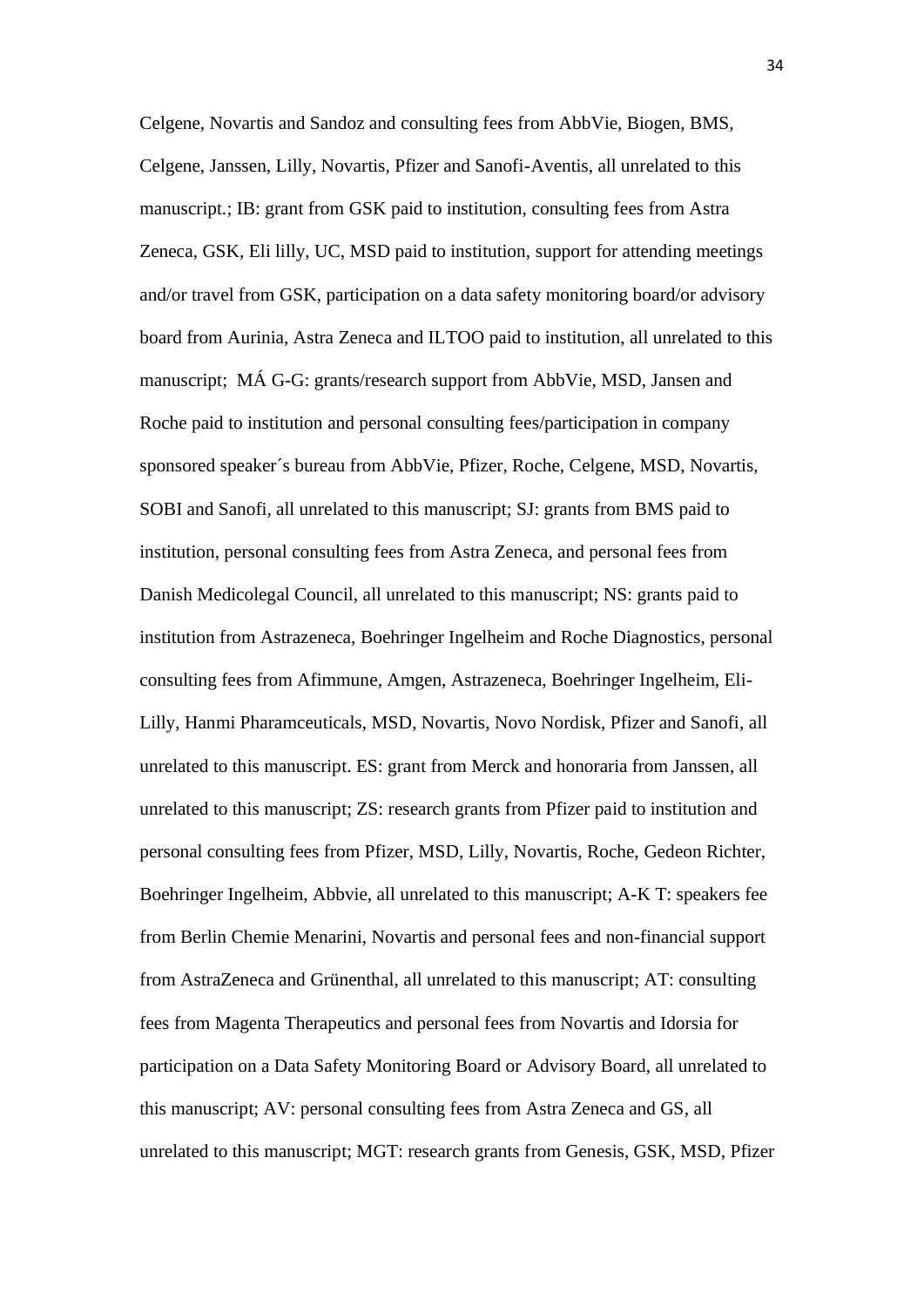Celgene, Novartis and Sandoz and consulting fees from AbbVie, Biogen, BMS, Celgene, Janssen, Lilly, Novartis, Pfizer and Sanofi-Aventis, all unrelated to this manuscript.; IB: grant from GSK paid to institution, consulting fees from Astra Zeneca, GSK, Eli lilly, UC, MSD paid to institution, support for attending meetings and/or travel from GSK, participation on a data safety monitoring board/or advisory board from Aurinia, Astra Zeneca and ILTOO paid to institution, all unrelated to this manuscript; MÁ G-G: grants/research support from AbbVie, MSD, Jansen and Roche paid to institution and personal consulting fees/participation in company sponsored speaker´s bureau from AbbVie, Pfizer, Roche, Celgene, MSD, Novartis, SOBI and Sanofi, all unrelated to this manuscript; SJ: grants from BMS paid to institution, personal consulting fees from Astra Zeneca, and personal fees from Danish Medicolegal Council, all unrelated to this manuscript; NS: grants paid to institution from Astrazeneca, Boehringer Ingelheim and Roche Diagnostics, personal consulting fees from Afimmune, Amgen, Astrazeneca, Boehringer Ingelheim, Eli-Lilly, Hanmi Pharamceuticals, MSD, Novartis, Novo Nordisk, Pfizer and Sanofi, all unrelated to this manuscript. ES: grant from Merck and honoraria from Janssen, all unrelated to this manuscript; ZS: research grants from Pfizer paid to institution and personal consulting fees from Pfizer, MSD, Lilly, Novartis, Roche, Gedeon Richter, Boehringer Ingelheim, Abbvie, all unrelated to this manuscript; A-K T: speakers fee from Berlin Chemie Menarini, Novartis and personal fees and non-financial support from AstraZeneca and Grünenthal, all unrelated to this manuscript; AT: consulting fees from Magenta Therapeutics and personal fees from Novartis and Idorsia for participation on a Data Safety Monitoring Board or Advisory Board, all unrelated to this manuscript; AV: personal consulting fees from Astra Zeneca and GS, all unrelated to this manuscript; MGT: research grants from Genesis, GSK, MSD, Pfizer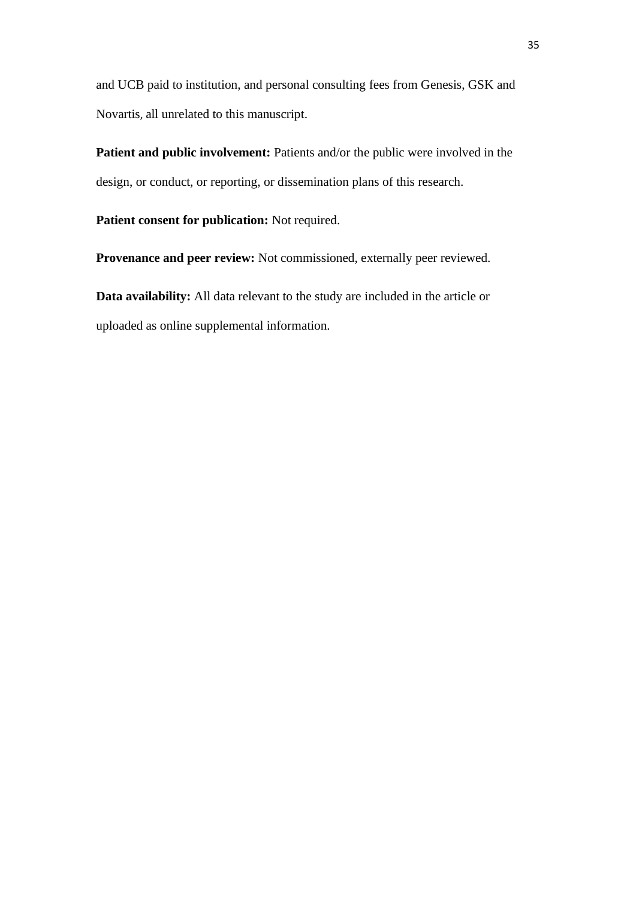and UCB paid to institution, and personal consulting fees from Genesis, GSK and Novartis, all unrelated to this manuscript.

**Patient and public involvement:** Patients and/or the public were involved in the design, or conduct, or reporting, or dissemination plans of this research.

**Patient consent for publication:** Not required.

**Provenance and peer review:** Not commissioned, externally peer reviewed.

**Data availability:** All data relevant to the study are included in the article or uploaded as online supplemental information.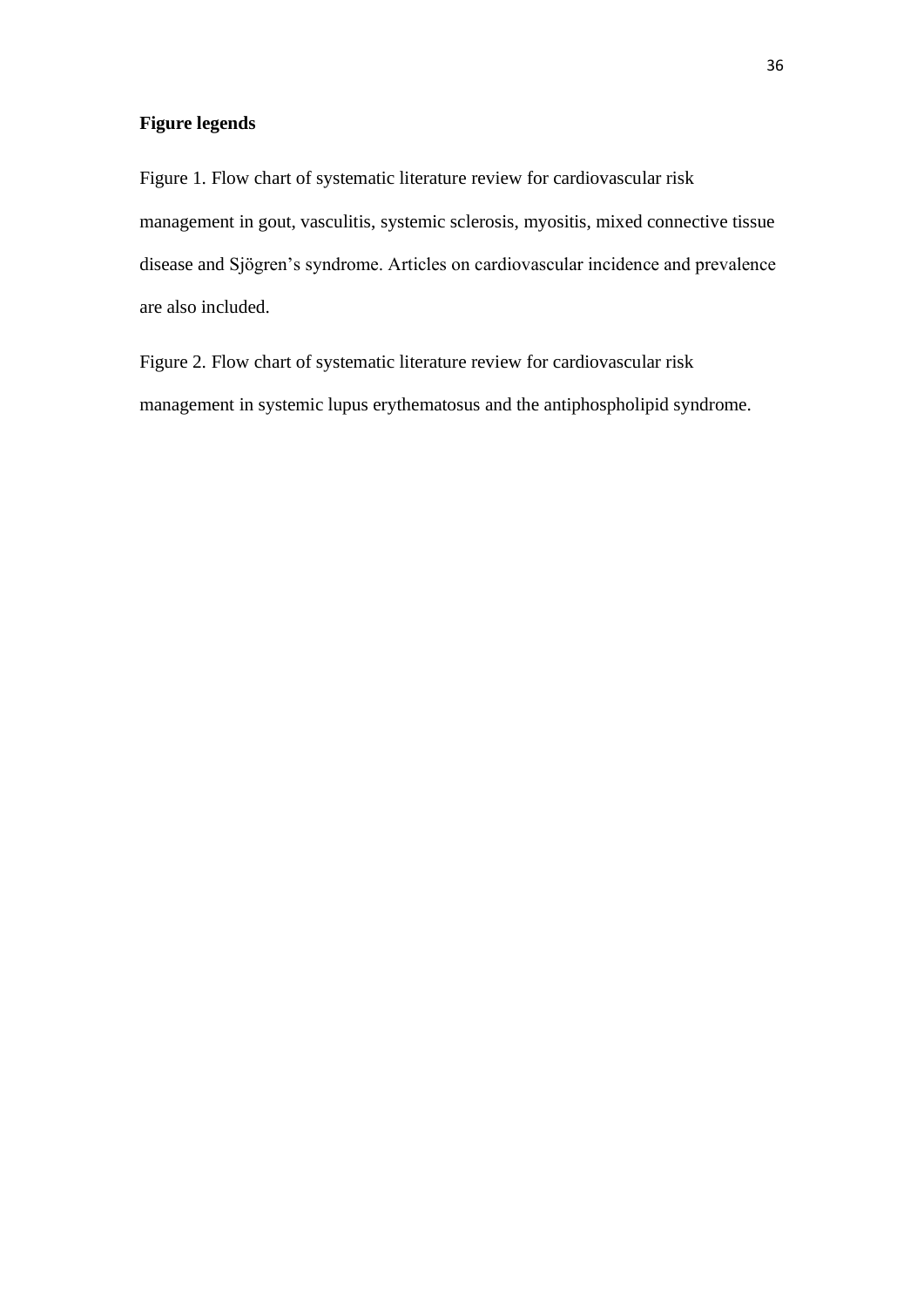**Figure legends**

Figure 1. Flow chart of systematic literature review for cardiovascular risk management in gout, vasculitis, systemic sclerosis, myositis, mixed connective tissue disease and Sjögren's syndrome. Articles on cardiovascular incidence and prevalence are also included.

Figure 2. Flow chart of systematic literature review for cardiovascular risk management in systemic lupus erythematosus and the antiphospholipid syndrome.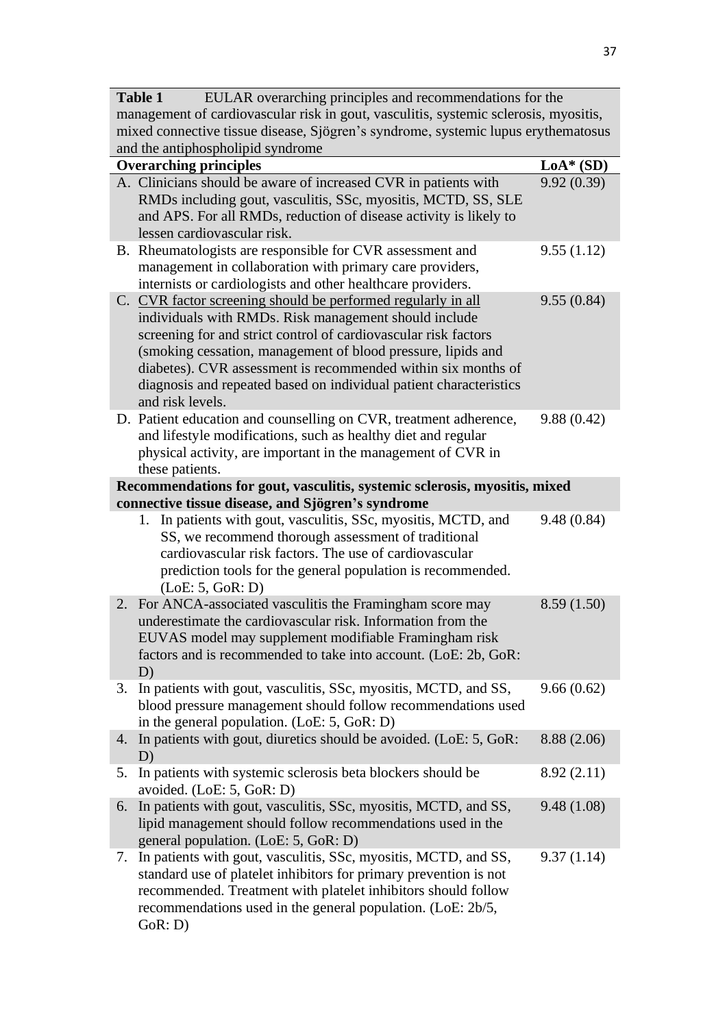**Table 1** EULAR overarching principles and recommendations for the management of cardiovascular risk in gout, vasculitis, systemic sclerosis, myositis, mixed connective tissue disease, Sjögren's syndrome, systemic lupus erythematosus and the antiphospholipid syndrome

| Overarching principles | LoA* (SD) |
|---|---|
| A. Clinicians should be aware of increased CVR in patients with RMDs including gout, vasculitis, SSc, myositis, MCTD, SS, SLE and APS. For all RMDs, reduction of disease activity is likely to lessen cardiovascular risk. | 9.92 (0.39) |
| B. Rheumatologists are responsible for CVR assessment and management in collaboration with primary care providers, internists or cardiologists and other healthcare providers. | 9.55 (1.12) |
| C. <u>CVR factor screening should be performed regularly in all</u> individuals with RMDs. Risk management should include screening for and strict control of cardiovascular risk factors (smoking cessation, management of blood pressure, lipids and diabetes). CVR assessment is recommended within six months of diagnosis and repeated based on individual patient characteristics and risk levels. | 9.55 (0.84) |
| D. Patient education and counselling on CVR, treatment adherence, and lifestyle modifications, such as healthy diet and regular physical activity, are important in the management of CVR in these patients. | 9.88 (0.42) |
| **Recommendations for gout, vasculitis, systemic sclerosis, myositis, mixed connective tissue disease, and Sjögren's syndrome** | |
| 1. In patients with gout, vasculitis, SSc, myositis, MCTD, and SS, we recommend thorough assessment of traditional cardiovascular risk factors. The use of cardiovascular prediction tools for the general population is recommended. (LoE: 5, GoR: D) | 9.48 (0.84) |
| 2. For ANCA-associated vasculitis the Framingham score may underestimate the cardiovascular risk. Information from the EUVAS model may supplement modifiable Framingham risk factors and is recommended to take into account. (LoE: 2b, GoR: D) | 8.59 (1.50) |
| 3. In patients with gout, vasculitis, SSc, myositis, MCTD, and SS, blood pressure management should follow recommendations used in the general population. (LoE: 5, GoR: D) | 9.66 (0.62) |
| 4. In patients with gout, diuretics should be avoided. (LoE: 5, GoR: D) | 8.88 (2.06) |
| 5. In patients with systemic sclerosis beta blockers should be avoided. (LoE: 5, GoR: D) | 8.92 (2.11) |
| 6. In patients with gout, vasculitis, SSc, myositis, MCTD, and SS, lipid management should follow recommendations used in the general population. (LoE: 5, GoR: D) | 9.48 (1.08) |
| 7. In patients with gout, vasculitis, SSc, myositis, MCTD, and SS, standard use of platelet inhibitors for primary prevention is not recommended. Treatment with platelet inhibitors should follow recommendations used in the general population. (LoE: 2b/5, GoR: D) | 9.37 (1.14) |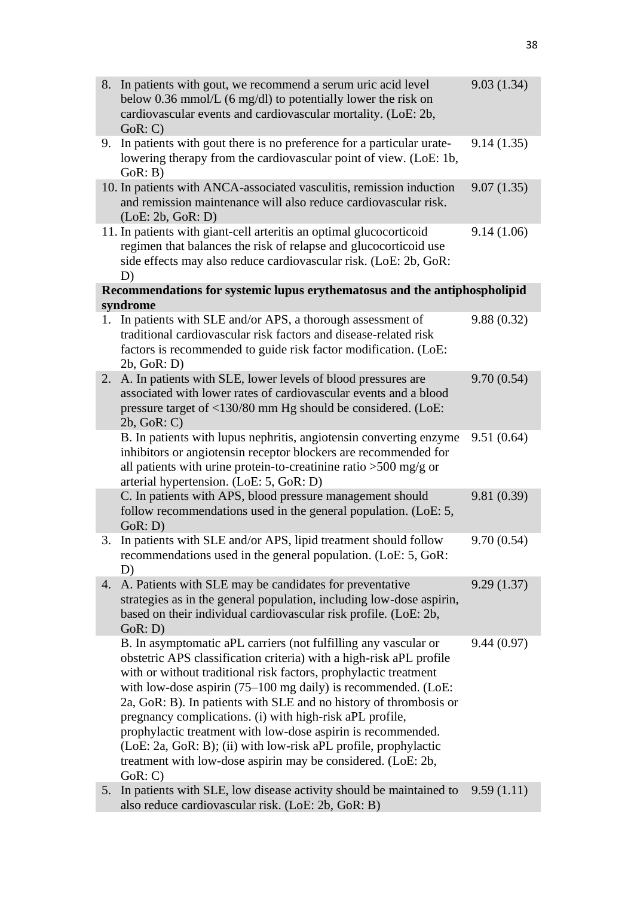| | |
|---|---|
| 8. In patients with gout, we recommend a serum uric acid level below 0.36 mmol/L (6 mg/dl) to potentially lower the risk on cardiovascular events and cardiovascular mortality. (LoE: 2b, GoR: C) | 9.03 (1.34) |
| 9. In patients with gout there is no preference for a particular urate-lowering therapy from the cardiovascular point of view. (LoE: 1b, GoR: B) | 9.14 (1.35) |
| 10. In patients with ANCA-associated vasculitis, remission induction and remission maintenance will also reduce cardiovascular risk. (LoE: 2b, GoR: D) | 9.07 (1.35) |
| 11. In patients with giant-cell arteritis an optimal glucocorticoid regimen that balances the risk of relapse and glucocorticoid use side effects may also reduce cardiovascular risk. (LoE: 2b, GoR: D) | 9.14 (1.06) |
| **Recommendations for systemic lupus erythematosus and the antiphospholipid syndrome** | |
| 1. In patients with SLE and/or APS, a thorough assessment of traditional cardiovascular risk factors and disease-related risk factors is recommended to guide risk factor modification. (LoE: 2b, GoR: D) | 9.88 (0.32) |
| 2. A. In patients with SLE, lower levels of blood pressures are associated with lower rates of cardiovascular events and a blood pressure target of <130/80 mm Hg should be considered. (LoE: 2b, GoR: C) | 9.70 (0.54) |
| B. In patients with lupus nephritis, angiotensin converting enzyme inhibitors or angiotensin receptor blockers are recommended for all patients with urine protein-to-creatinine ratio >500 mg/g or arterial hypertension. (LoE: 5, GoR: D) | 9.51 (0.64) |
| C. In patients with APS, blood pressure management should follow recommendations used in the general population. (LoE: 5, GoR: D) | 9.81 (0.39) |
| 3. In patients with SLE and/or APS, lipid treatment should follow recommendations used in the general population. (LoE: 5, GoR: D) | 9.70 (0.54) |
| 4. A. Patients with SLE may be candidates for preventative strategies as in the general population, including low-dose aspirin, based on their individual cardiovascular risk profile. (LoE: 2b, GoR: D) | 9.29 (1.37) |
| B. In asymptomatic aPL carriers (not fulfilling any vascular or obstetric APS classification criteria) with a high-risk aPL profile with or without traditional risk factors, prophylactic treatment with low-dose aspirin (75–100 mg daily) is recommended. (LoE: 2a, GoR: B). In patients with SLE and no history of thrombosis or pregnancy complications. (i) with high-risk aPL profile, prophylactic treatment with low-dose aspirin is recommended. (LoE: 2a, GoR: B); (ii) with low-risk aPL profile, prophylactic treatment with low-dose aspirin may be considered. (LoE: 2b, GoR: C) | 9.44 (0.97) |
| 5. In patients with SLE, low disease activity should be maintained to also reduce cardiovascular risk. (LoE: 2b, GoR: B) | 9.59 (1.11) |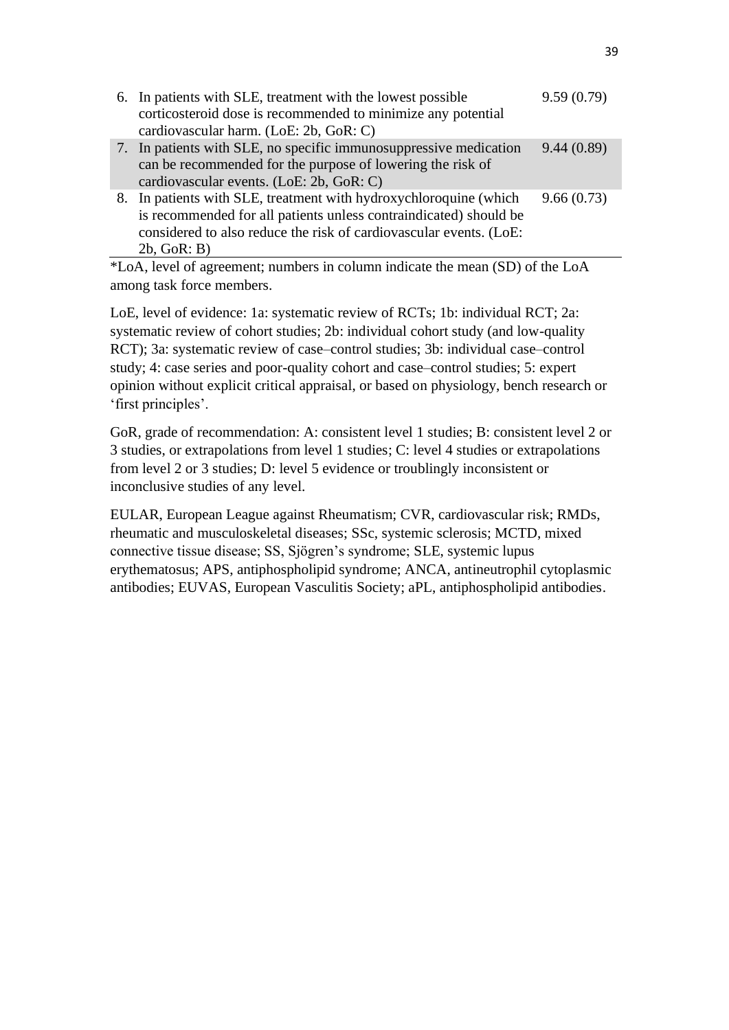| | |
|---|---|
| 6. In patients with SLE, treatment with the lowest possible corticosteroid dose is recommended to minimize any potential cardiovascular harm. (LoE: 2b, GoR: C) | 9.59 (0.79) |
| 7. In patients with SLE, no specific immunosuppressive medication can be recommended for the purpose of lowering the risk of cardiovascular events. (LoE: 2b, GoR: C) | 9.44 (0.89) |
| 8. In patients with SLE, treatment with hydroxychloroquine (which is recommended for all patients unless contraindicated) should be considered to also reduce the risk of cardiovascular events. (LoE: 2b, GoR: B) | 9.66 (0.73) |

*LoA, level of agreement; numbers in column indicate the mean (SD) of the LoA among task force members.

LoE, level of evidence: 1a: systematic review of RCTs; 1b: individual RCT; 2a: systematic review of cohort studies; 2b: individual cohort study (and low-quality RCT); 3a: systematic review of case–control studies; 3b: individual case–control study; 4: case series and poor-quality cohort and case–control studies; 5: expert opinion without explicit critical appraisal, or based on physiology, bench research or 'first principles'.

GoR, grade of recommendation: A: consistent level 1 studies; B: consistent level 2 or 3 studies, or extrapolations from level 1 studies; C: level 4 studies or extrapolations from level 2 or 3 studies; D: level 5 evidence or troublingly inconsistent or inconclusive studies of any level.

EULAR, European League against Rheumatism; CVR, cardiovascular risk; RMDs, rheumatic and musculoskeletal diseases; SSc, systemic sclerosis; MCTD, mixed connective tissue disease; SS, Sjögren's syndrome; SLE, systemic lupus erythematosus; APS, antiphospholipid syndrome; ANCA, antineutrophil cytoplasmic antibodies; EUVAS, European Vasculitis Society; aPL, antiphospholipid antibodies.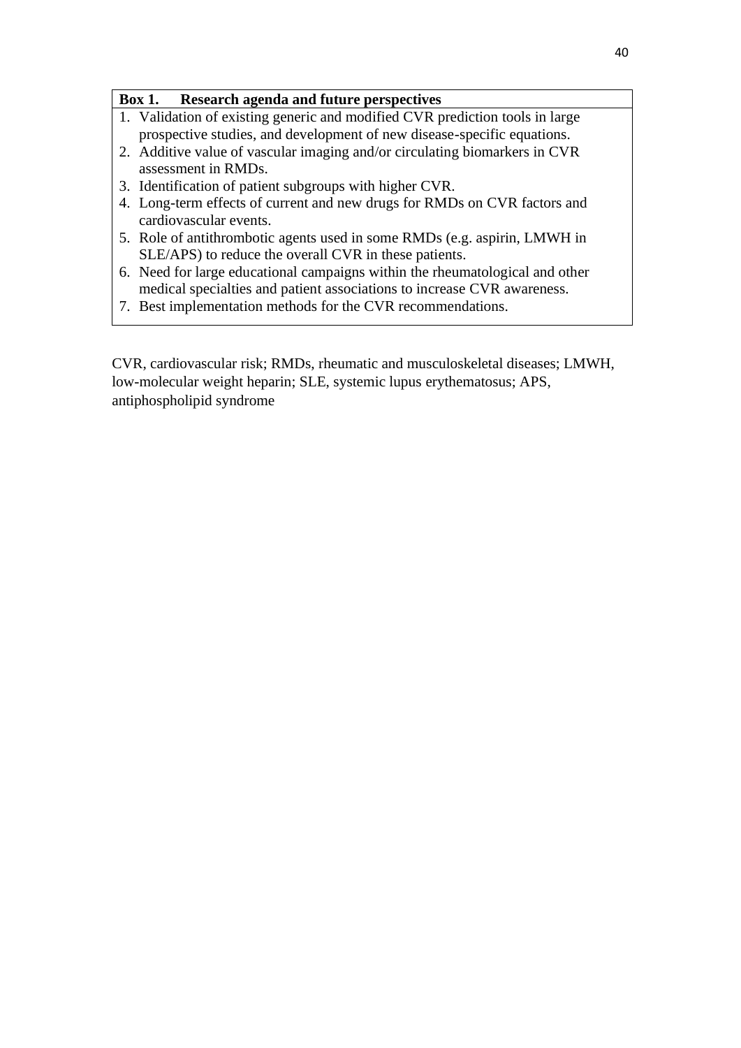**Box 1. Research agenda and future perspectives**

1. Validation of existing generic and modified CVR prediction tools in large prospective studies, and development of new disease-specific equations.
2. Additive value of vascular imaging and/or circulating biomarkers in CVR assessment in RMDs.
3. Identification of patient subgroups with higher CVR.
4. Long-term effects of current and new drugs for RMDs on CVR factors and cardiovascular events.
5. Role of antithrombotic agents used in some RMDs (e.g. aspirin, LMWH in SLE/APS) to reduce the overall CVR in these patients.
6. Need for large educational campaigns within the rheumatological and other medical specialties and patient associations to increase CVR awareness.
7. Best implementation methods for the CVR recommendations.

CVR, cardiovascular risk; RMDs, rheumatic and musculoskeletal diseases; LMWH, low-molecular weight heparin; SLE, systemic lupus erythematosus; APS, antiphospholipid syndrome